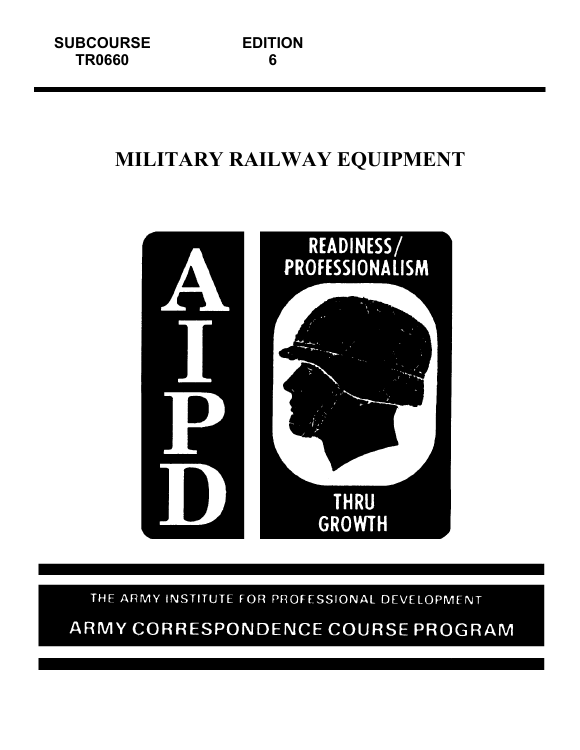| SUBCOURSE | EDITION |
| --- | --- |
| TR0660 | 6 |

# MILITARY RAILWAY EQUIPMENT

AIPD

READINESS/ PROFESSIONALISM THRU GROWTH

THE ARMY INSTITUTE FOR PROFESSIONAL DEVELOPMENT

ARMY CORRESPONDENCE COURSE PROGRAM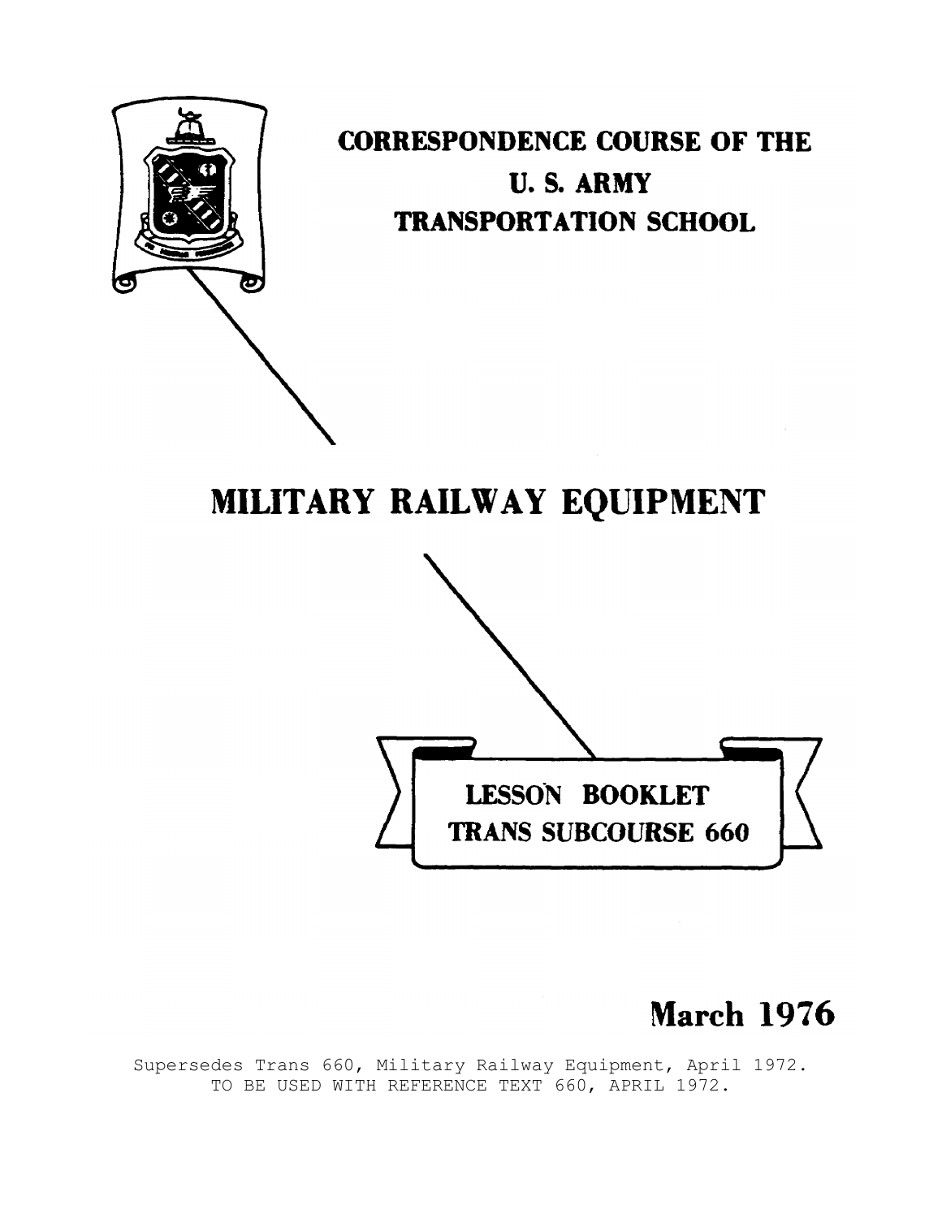CORRESPONDENCE COURSE OF THE

U. S. ARMY

TRANSPORTATION SCHOOL

# MILITARY RAILWAY EQUIPMENT

LESSON BOOKLET

TRANS SUBCOURSE 660

March 1976

Supersedes Trans 660, Military Railway Equipment, April 1972.
TO BE USED WITH REFERENCE TEXT 660, APRIL 1972.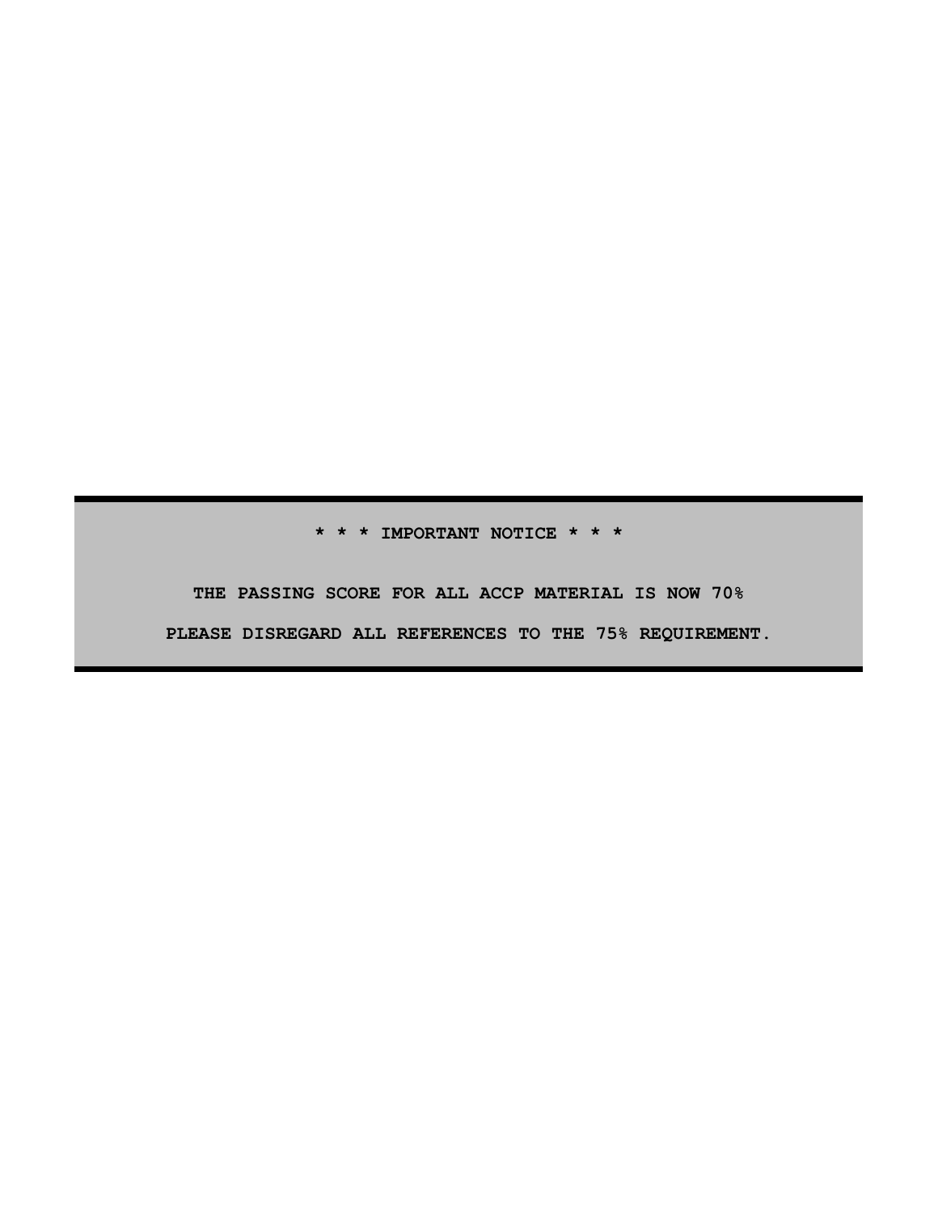**\* \* \* IMPORTANT NOTICE \* \* \***

**THE PASSING SCORE FOR ALL ACCP MATERIAL IS NOW 70%**

**PLEASE DISREGARD ALL REFERENCES TO THE 75% REQUIREMENT.**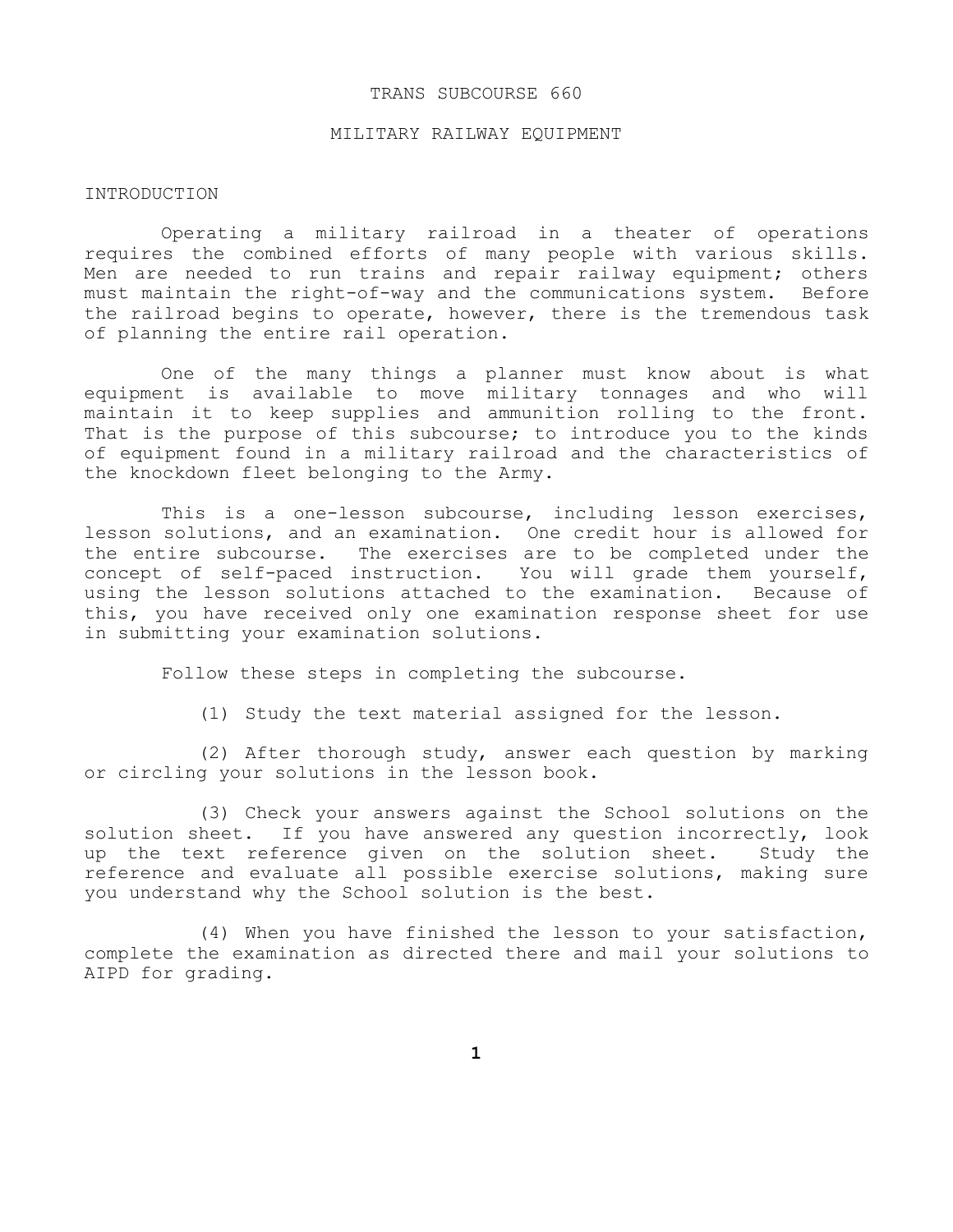# TRANS SUBCOURSE 660

## MILITARY RAILWAY EQUIPMENT

### INTRODUCTION

Operating a military railroad in a theater of operations requires the combined efforts of many people with various skills. Men are needed to run trains and repair railway equipment; others must maintain the right-of-way and the communications system. Before the railroad begins to operate, however, there is the tremendous task of planning the entire rail operation.

One of the many things a planner must know about is what equipment is available to move military tonnages and who will maintain it to keep supplies and ammunition rolling to the front. That is the purpose of this subcourse; to introduce you to the kinds of equipment found in a military railroad and the characteristics of the knockdown fleet belonging to the Army.

This is a one-lesson subcourse, including lesson exercises, lesson solutions, and an examination. One credit hour is allowed for the entire subcourse. The exercises are to be completed under the concept of self-paced instruction. You will grade them yourself, using the lesson solutions attached to the examination. Because of this, you have received only one examination response sheet for use in submitting your examination solutions.

Follow these steps in completing the subcourse.

(1) Study the text material assigned for the lesson.

(2) After thorough study, answer each question by marking or circling your solutions in the lesson book.

(3) Check your answers against the School solutions on the solution sheet. If you have answered any question incorrectly, look up the text reference given on the solution sheet. Study the reference and evaluate all possible exercise solutions, making sure you understand why the School solution is the best.

(4) When you have finished the lesson to your satisfaction, complete the examination as directed there and mail your solutions to AIPD for grading.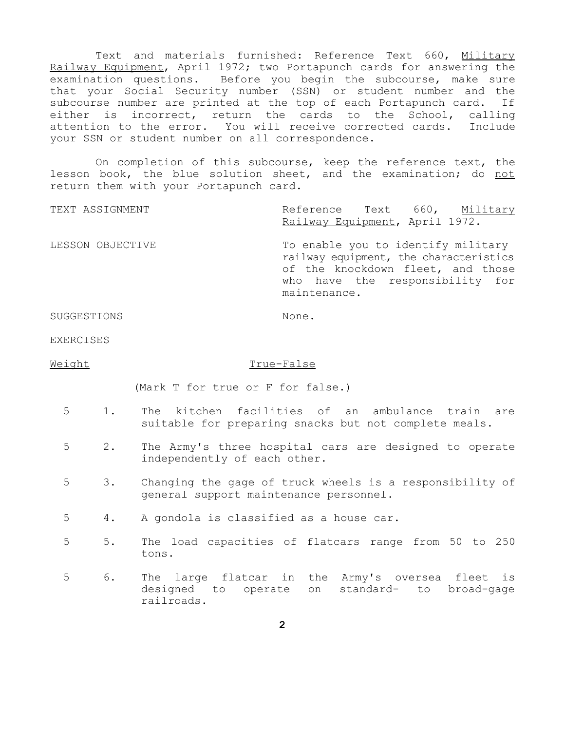Text and materials furnished: Reference Text 660, Military Railway Equipment, April 1972; two Portapunch cards for answering the examination questions. Before you begin the subcourse, make sure that your Social Security number (SSN) or student number and the subcourse number are printed at the top of each Portapunch card. If either is incorrect, return the cards to the School, calling attention to the error. You will receive corrected cards. Include your SSN or student number on all correspondence.

On completion of this subcourse, keep the reference text, the lesson book, the blue solution sheet, and the examination; do not return them with your Portapunch card.

TEXT ASSIGNMENT — Reference Text 660, Military Railway Equipment, April 1972.

LESSON OBJECTIVE — To enable you to identify military railway equipment, the characteristics of the knockdown fleet, and those who have the responsibility for maintenance.

SUGGESTIONS — None.

EXERCISES

**Weight** — **True-False**

(Mark T for true or F for false.)

5 — 1. The kitchen facilities of an ambulance train are suitable for preparing snacks but not complete meals.

5 — 2. The Army's three hospital cars are designed to operate independently of each other.

5 — 3. Changing the gage of truck wheels is a responsibility of general support maintenance personnel.

5 — 4. A gondola is classified as a house car.

5 — 5. The load capacities of flatcars range from 50 to 250 tons.

5 — 6. The large flatcar in the Army's oversea fleet is designed to operate on standard- to broad-gage railroads.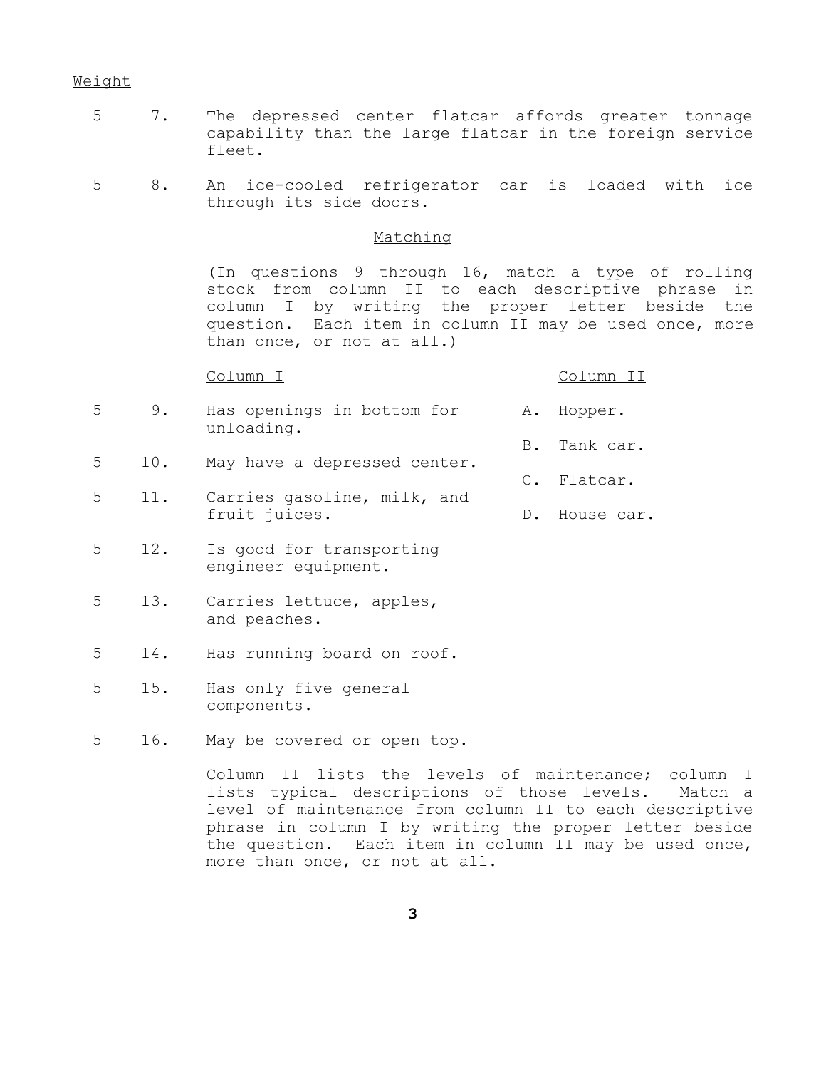Weight

5 7. The depressed center flatcar affords greater tonnage capability than the large flatcar in the foreign service fleet.

5 8. An ice-cooled refrigerator car is loaded with ice through its side doors.

Matching

(In questions 9 through 16, match a type of rolling stock from column II to each descriptive phrase in column I by writing the proper letter beside the question. Each item in column II may be used once, more than once, or not at all.)

| Weight | | Column I | Column II |
|---|---|---|---|
| 5 | 9. | Has openings in bottom for unloading. | A. Hopper. |
| | | | B. Tank car. |
| 5 | 10. | May have a depressed center. | C. Flatcar. |
| 5 | 11. | Carries gasoline, milk, and fruit juices. | D. House car. |
| 5 | 12. | Is good for transporting engineer equipment. | |
| 5 | 13. | Carries lettuce, apples, and peaches. | |
| 5 | 14. | Has running board on roof. | |
| 5 | 15. | Has only five general components. | |
| 5 | 16. | May be covered or open top. | |

Column II lists the levels of maintenance; column I lists typical descriptions of those levels. Match a level of maintenance from column II to each descriptive phrase in column I by writing the proper letter beside the question. Each item in column II may be used once, more than once, or not at all.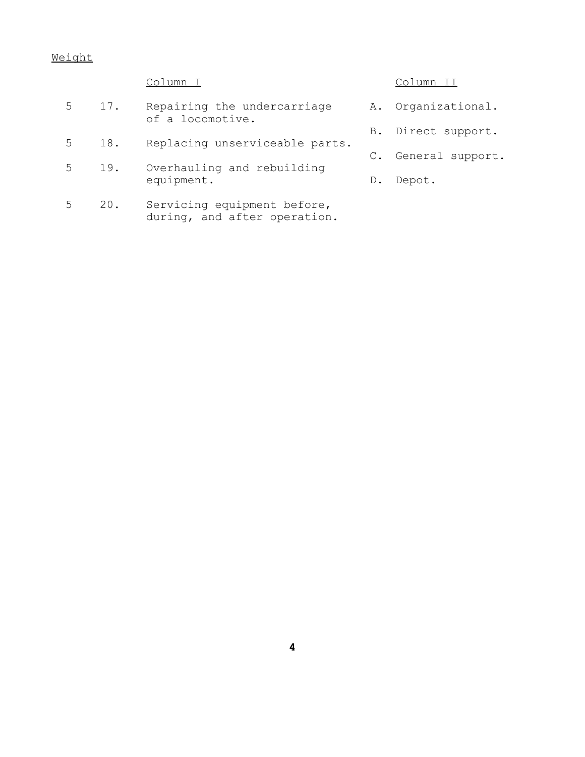Weight

| Weight | No. | Column I | | Column II |
|---|---|---|---|---|
| 5 | 17. | Repairing the undercarriage of a locomotive. | A. | Organizational. |
| 5 | 18. | Replacing unserviceable parts. | B. | Direct support. |
| 5 | 19. | Overhauling and rebuilding equipment. | C. | General support. |
| 5 | 20. | Servicing equipment before, during, and after operation. | D. | Depot. |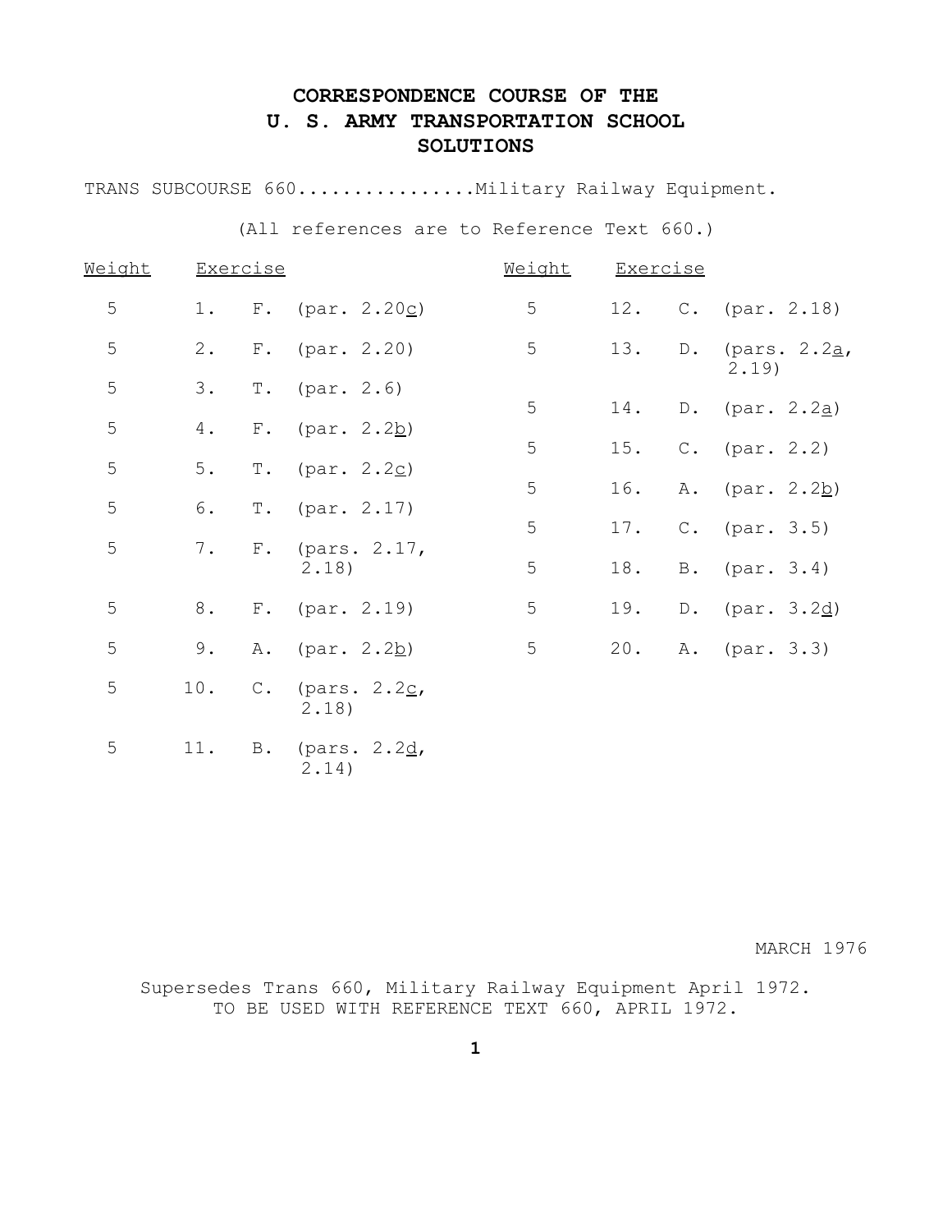# CORRESPONDENCE COURSE OF THE U. S. ARMY TRANSPORTATION SCHOOL SOLUTIONS

TRANS SUBCOURSE 660................Military Railway Equipment.

(All references are to Reference Text 660.)

| Weight | Exercise | | | Weight | Exercise | | |
|---|---|---|---|---|---|---|---|
| 5 | 1. | F. | (par. 2.20c) | 5 | 12. | C. | (par. 2.18) |
| 5 | 2. | F. | (par. 2.20) | 5 | 13. | D. | (pars. 2.2a, 2.19) |
| 5 | 3. | T. | (par. 2.6) | 5 | 14. | D. | (par. 2.2a) |
| 5 | 4. | F. | (par. 2.2b) | 5 | 15. | C. | (par. 2.2) |
| 5 | 5. | T. | (par. 2.2c) | 5 | 16. | A. | (par. 2.2b) |
| 5 | 6. | T. | (par. 2.17) | 5 | 17. | C. | (par. 3.5) |
| 5 | 7. | F. | (pars. 2.17, 2.18) | 5 | 18. | B. | (par. 3.4) |
| 5 | 8. | F. | (par. 2.19) | 5 | 19. | D. | (par. 3.2d) |
| 5 | 9. | A. | (par. 2.2b) | 5 | 20. | A. | (par. 3.3) |
| 5 | 10. | C. | (pars. 2.2c, 2.18) | | | | |
| 5 | 11. | B. | (pars. 2.2d, 2.14) | | | | |

MARCH 1976

Supersedes Trans 660, Military Railway Equipment April 1972.
TO BE USED WITH REFERENCE TEXT 660, APRIL 1972.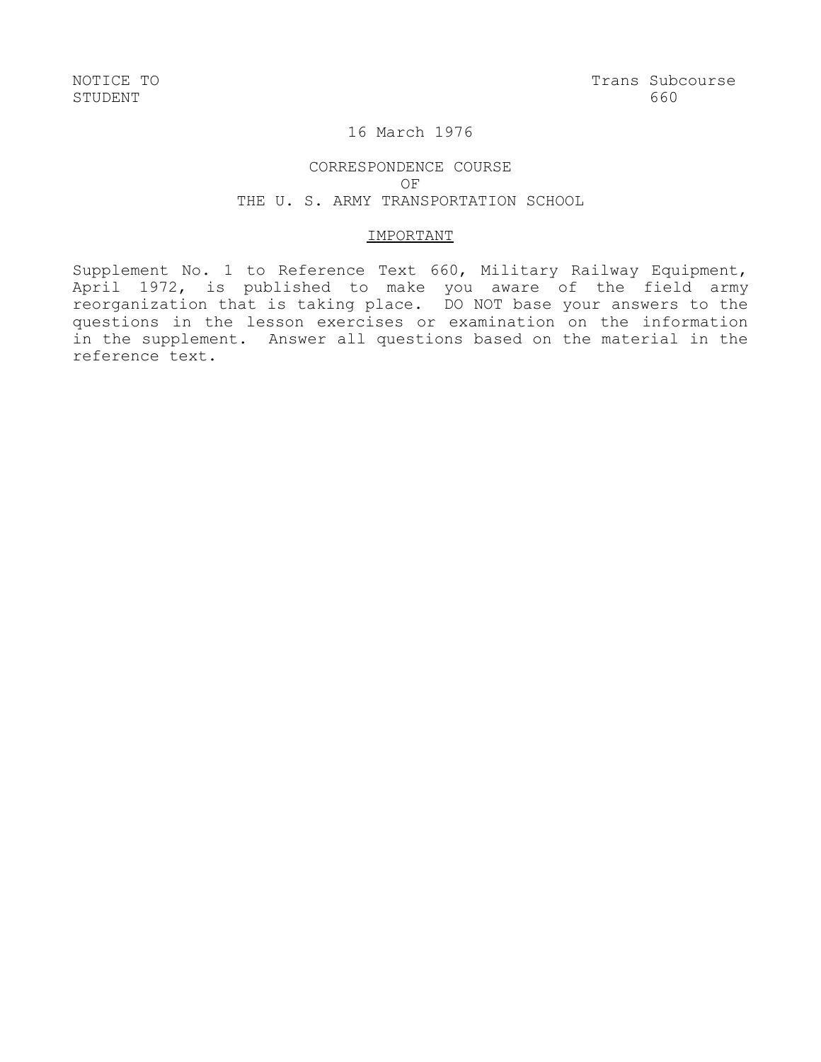NOTICE TO
STUDENT

Trans Subcourse
660

16 March 1976

CORRESPONDENCE COURSE
OF
THE U. S. ARMY TRANSPORTATION SCHOOL

## IMPORTANT

Supplement No. 1 to Reference Text 660, Military Railway Equipment, April 1972, is published to make you aware of the field army reorganization that is taking place. DO NOT base your answers to the questions in the lesson exercises or examination on the information in the supplement. Answer all questions based on the material in the reference text.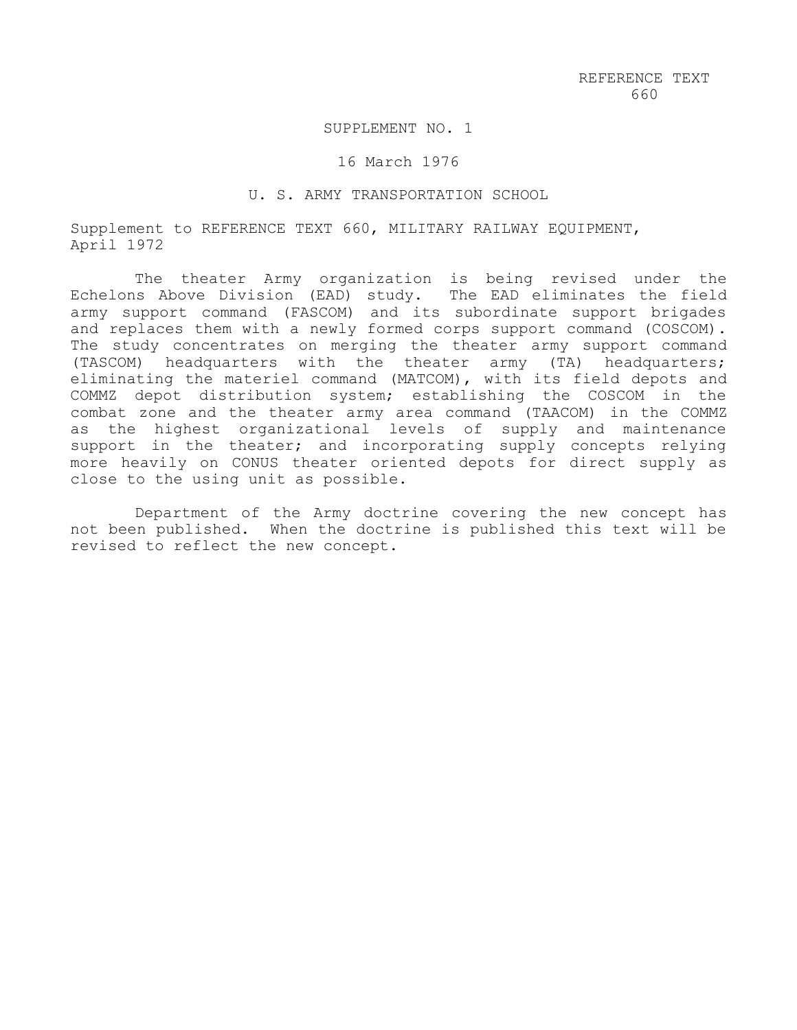REFERENCE TEXT 660

SUPPLEMENT NO. 1

16 March 1976

U. S. ARMY TRANSPORTATION SCHOOL

Supplement to REFERENCE TEXT 660, MILITARY RAILWAY EQUIPMENT, April 1972

The theater Army organization is being revised under the Echelons Above Division (EAD) study. The EAD eliminates the field army support command (FASCOM) and its subordinate support brigades and replaces them with a newly formed corps support command (COSCOM). The study concentrates on merging the theater army support command (TASCOM) headquarters with the theater army (TA) headquarters; eliminating the materiel command (MATCOM), with its field depots and COMMZ depot distribution system; establishing the COSCOM in the combat zone and the theater army area command (TAACOM) in the COMMZ as the highest organizational levels of supply and maintenance support in the theater; and incorporating supply concepts relying more heavily on CONUS theater oriented depots for direct supply as close to the using unit as possible.

Department of the Army doctrine covering the new concept has not been published. When the doctrine is published this text will be revised to reflect the new concept.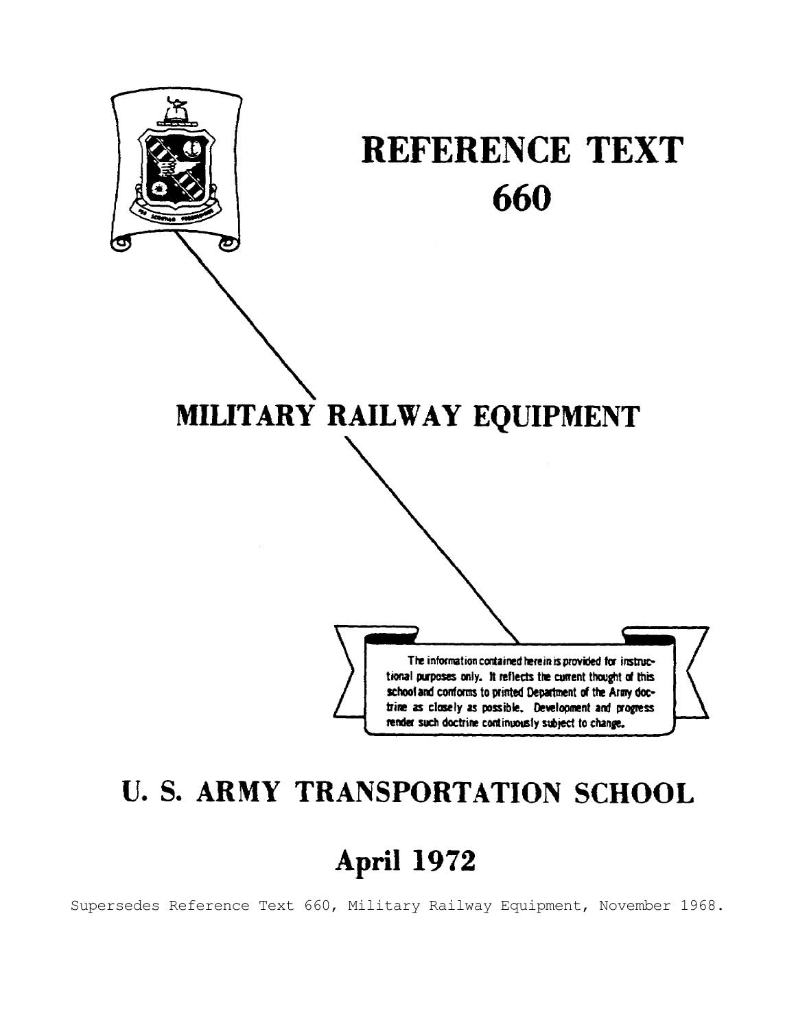# REFERENCE TEXT 660

# MILITARY RAILWAY EQUIPMENT

The information contained herein is provided for instructional purposes only. It reflects the current thought of this school and conforms to printed Department of the Army doctrine as closely as possible. Development and progress render such doctrine continuously subject to change.

## U. S. ARMY TRANSPORTATION SCHOOL

## April 1972

Supersedes Reference Text 660, Military Railway Equipment, November 1968.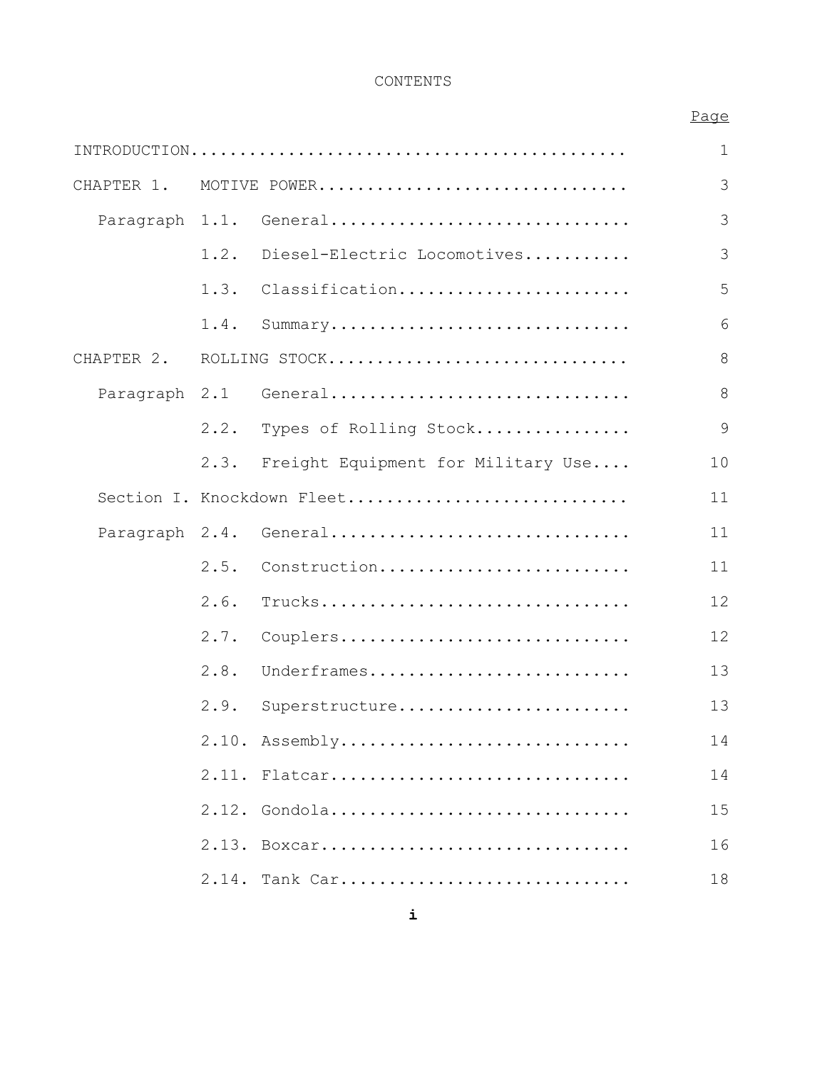CONTENTS

| | | Page |
|---|---|---|
| INTRODUCTION | | 1 |
| CHAPTER 1. | MOTIVE POWER | 3 |
| Paragraph 1.1. | General | 3 |
| 1.2. | Diesel-Electric Locomotives | 3 |
| 1.3. | Classification | 5 |
| 1.4. | Summary | 6 |
| CHAPTER 2. | ROLLING STOCK | 8 |
| Paragraph 2.1 | General | 8 |
| 2.2. | Types of Rolling Stock | 9 |
| 2.3. | Freight Equipment for Military Use | 10 |
| Section I. | Knockdown Fleet | 11 |
| Paragraph 2.4. | General | 11 |
| 2.5. | Construction | 11 |
| 2.6. | Trucks | 12 |
| 2.7. | Couplers | 12 |
| 2.8. | Underframes | 13 |
| 2.9. | Superstructure | 13 |
| 2.10. | Assembly | 14 |
| 2.11. | Flatcar | 14 |
| 2.12. | Gondola | 15 |
| 2.13. | Boxcar | 16 |
| 2.14. | Tank Car | 18 |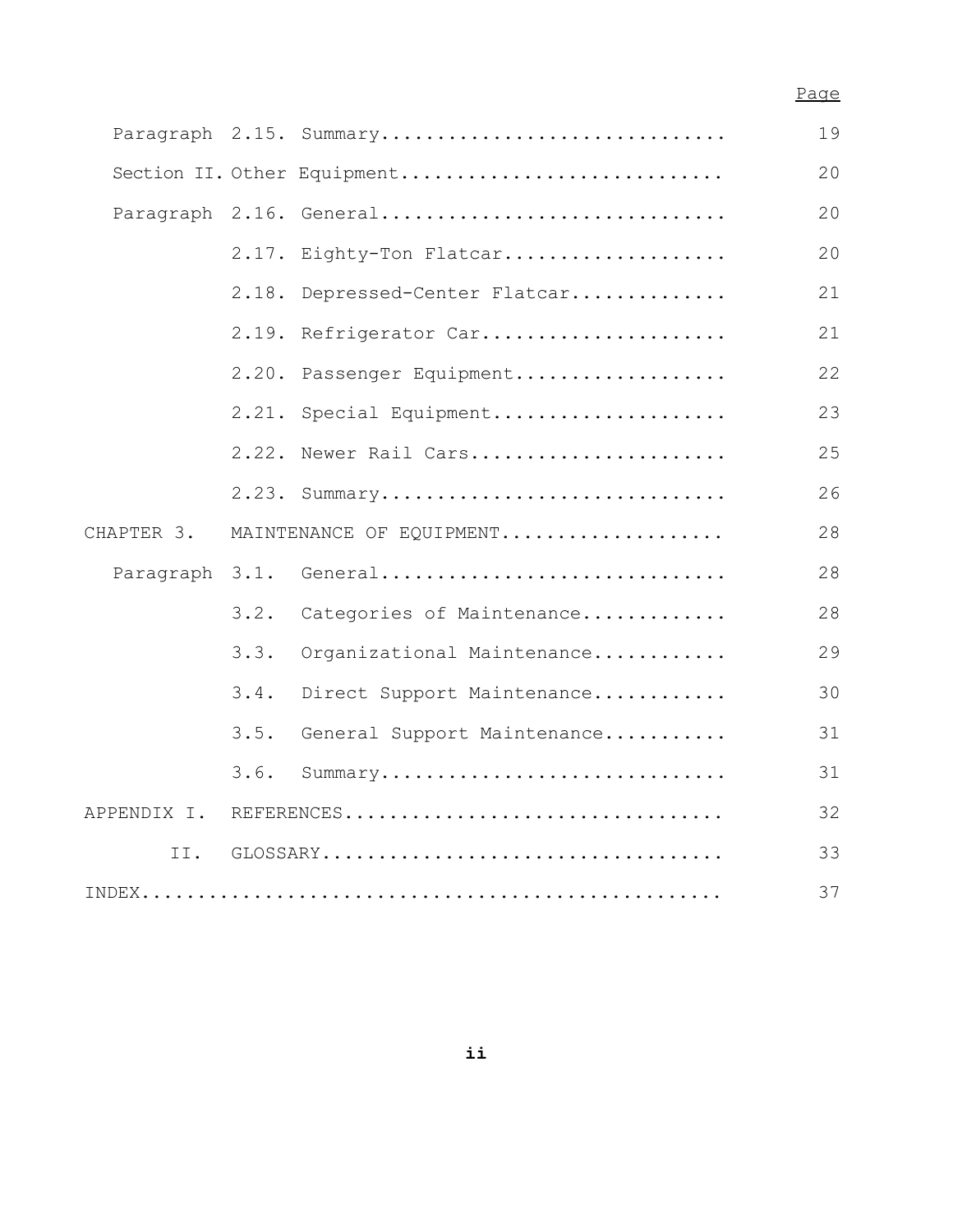| | | Page |
|---|---|---|
| Paragraph | 2.15. Summary............................... | 19 |
| Section II. | Other Equipment............................ | 20 |
| Paragraph | 2.16. General............................... | 20 |
| | 2.17. Eighty-Ton Flatcar.................... | 20 |
| | 2.18. Depressed-Center Flatcar.............. | 21 |
| | 2.19. Refrigerator Car...................... | 21 |
| | 2.20. Passenger Equipment................... | 22 |
| | 2.21. Special Equipment..................... | 23 |
| | 2.22. Newer Rail Cars....................... | 25 |
| | 2.23. Summary............................... | 26 |
| CHAPTER 3. | MAINTENANCE OF EQUIPMENT.................... | 28 |
| Paragraph | 3.1. General............................... | 28 |
| | 3.2. Categories of Maintenance............. | 28 |
| | 3.3. Organizational Maintenance............ | 29 |
| | 3.4. Direct Support Maintenance............ | 30 |
| | 3.5. General Support Maintenance........... | 31 |
| | 3.6. Summary............................... | 31 |
| APPENDIX I. | REFERENCES................................. | 32 |
| II. | GLOSSARY................................... | 33 |
| INDEX.................................................. | | 37 |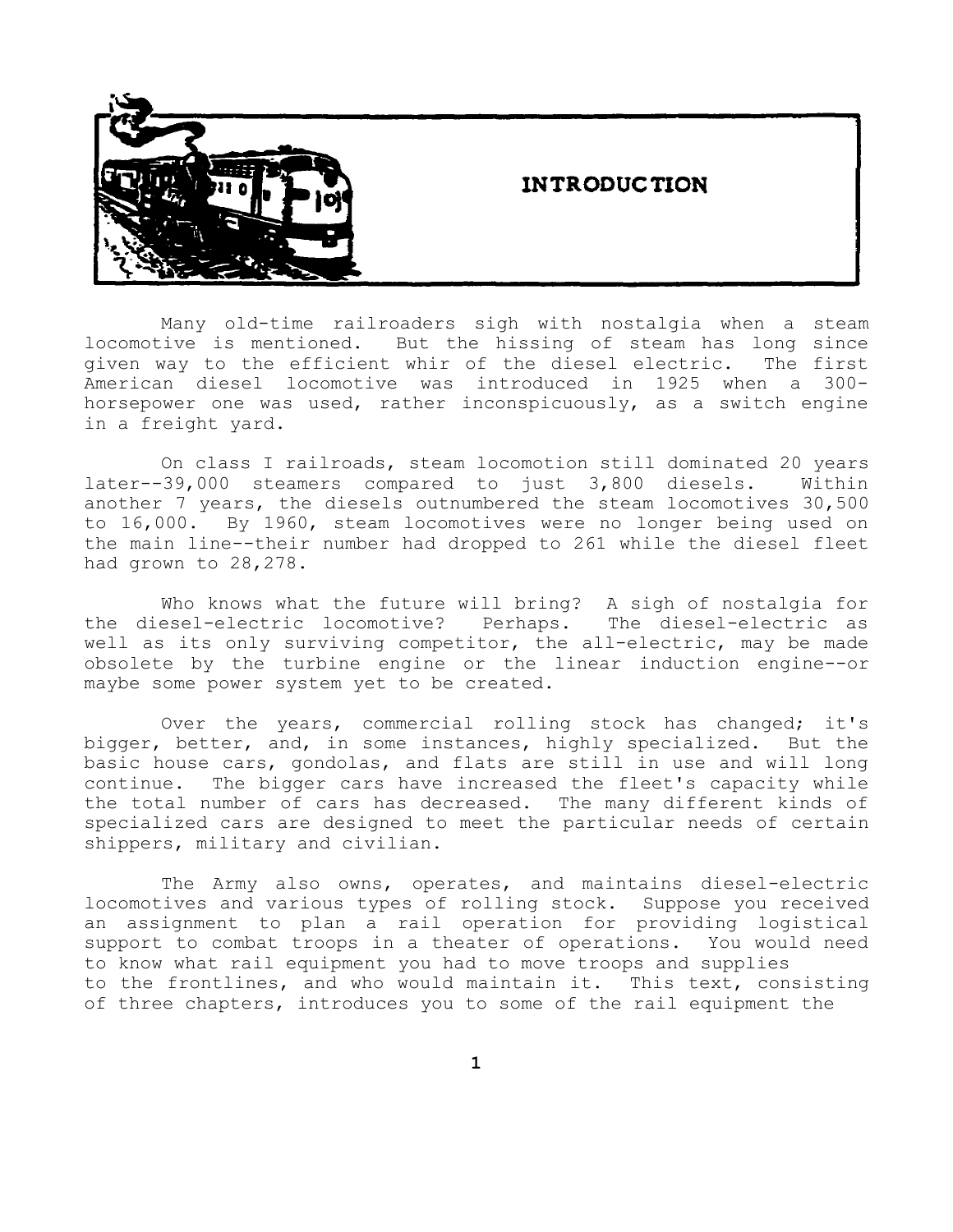# INTRODUCTION

Many old-time railroaders sigh with nostalgia when a steam locomotive is mentioned. But the hissing of steam has long since given way to the efficient whir of the diesel electric. The first American diesel locomotive was introduced in 1925 when a 300-horsepower one was used, rather inconspicuously, as a switch engine in a freight yard.

On class I railroads, steam locomotion still dominated 20 years later--39,000 steamers compared to just 3,800 diesels. Within another 7 years, the diesels outnumbered the steam locomotives 30,500 to 16,000. By 1960, steam locomotives were no longer being used on the main line--their number had dropped to 261 while the diesel fleet had grown to 28,278.

Who knows what the future will bring? A sigh of nostalgia for the diesel-electric locomotive? Perhaps. The diesel-electric as well as its only surviving competitor, the all-electric, may be made obsolete by the turbine engine or the linear induction engine--or maybe some power system yet to be created.

Over the years, commercial rolling stock has changed; it's bigger, better, and, in some instances, highly specialized. But the basic house cars, gondolas, and flats are still in use and will long continue. The bigger cars have increased the fleet's capacity while the total number of cars has decreased. The many different kinds of specialized cars are designed to meet the particular needs of certain shippers, military and civilian.

The Army also owns, operates, and maintains diesel-electric locomotives and various types of rolling stock. Suppose you received an assignment to plan a rail operation for providing logistical support to combat troops in a theater of operations. You would need to know what rail equipment you had to move troops and supplies to the frontlines, and who would maintain it. This text, consisting of three chapters, introduces you to some of the rail equipment the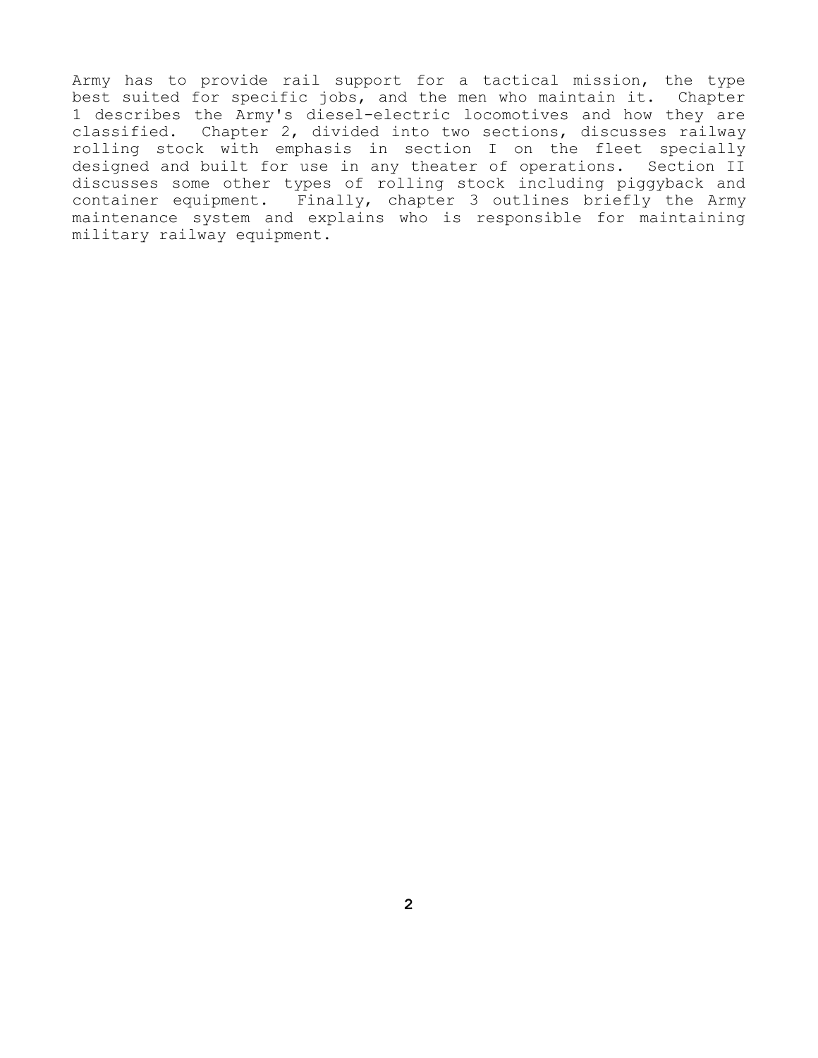Army has to provide rail support for a tactical mission, the type best suited for specific jobs, and the men who maintain it. Chapter 1 describes the Army's diesel-electric locomotives and how they are classified. Chapter 2, divided into two sections, discusses railway rolling stock with emphasis in section I on the fleet specially designed and built for use in any theater of operations. Section II discusses some other types of rolling stock including piggyback and container equipment. Finally, chapter 3 outlines briefly the Army maintenance system and explains who is responsible for maintaining military railway equipment.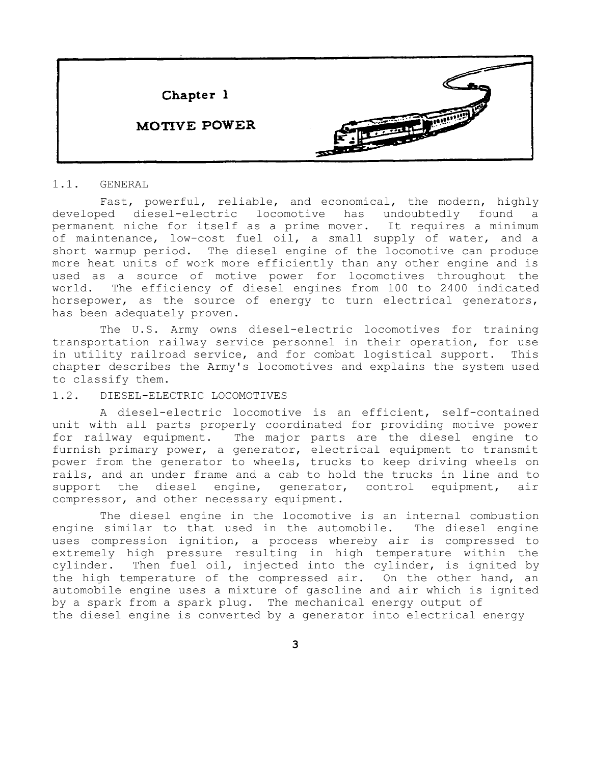# Chapter 1

# MOTIVE POWER

## 1.1. GENERAL

Fast, powerful, reliable, and economical, the modern, highly developed diesel-electric locomotive has undoubtedly found a permanent niche for itself as a prime mover. It requires a minimum of maintenance, low-cost fuel oil, a small supply of water, and a short warmup period. The diesel engine of the locomotive can produce more heat units of work more efficiently than any other engine and is used as a source of motive power for locomotives throughout the world. The efficiency of diesel engines from 100 to 2400 indicated horsepower, as the source of energy to turn electrical generators, has been adequately proven.

The U.S. Army owns diesel-electric locomotives for training transportation railway service personnel in their operation, for use in utility railroad service, and for combat logistical support. This chapter describes the Army's locomotives and explains the system used to classify them.

## 1.2. DIESEL-ELECTRIC LOCOMOTIVES

A diesel-electric locomotive is an efficient, self-contained unit with all parts properly coordinated for providing motive power for railway equipment. The major parts are the diesel engine to furnish primary power, a generator, electrical equipment to transmit power from the generator to wheels, trucks to keep driving wheels on rails, and an under frame and a cab to hold the trucks in line and to support the diesel engine, generator, control equipment, air compressor, and other necessary equipment.

The diesel engine in the locomotive is an internal combustion engine similar to that used in the automobile. The diesel engine uses compression ignition, a process whereby air is compressed to extremely high pressure resulting in high temperature within the cylinder. Then fuel oil, injected into the cylinder, is ignited by the high temperature of the compressed air. On the other hand, an automobile engine uses a mixture of gasoline and air which is ignited by a spark from a spark plug. The mechanical energy output of the diesel engine is converted by a generator into electrical energy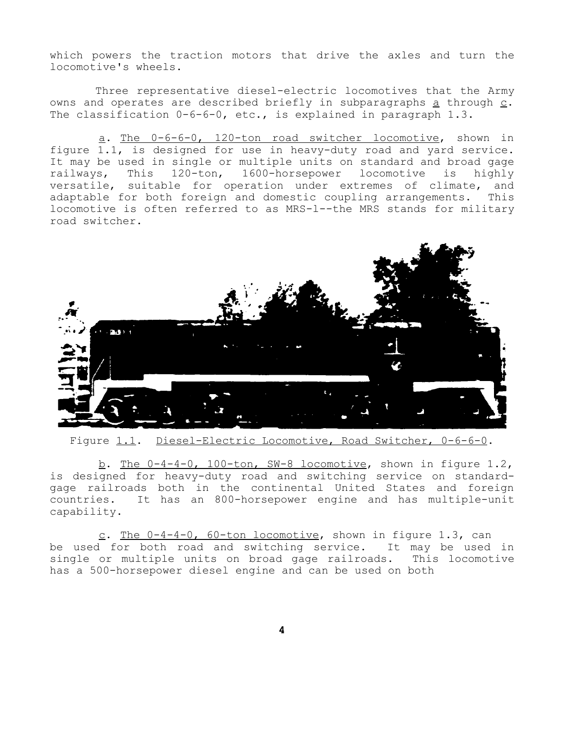which powers the traction motors that drive the axles and turn the locomotive's wheels.

Three representative diesel-electric locomotives that the Army owns and operates are described briefly in subparagraphs a through c. The classification 0-6-6-0, etc., is explained in paragraph 1.3.

a. The 0-6-6-0, 120-ton road switcher locomotive, shown in figure 1.1, is designed for use in heavy-duty road and yard service. It may be used in single or multiple units on standard and broad gage railways, This 120-ton, 1600-horsepower locomotive is highly versatile, suitable for operation under extremes of climate, and adaptable for both foreign and domestic coupling arrangements. This locomotive is often referred to as MRS-l--the MRS stands for military road switcher.

Figure 1.1. Diesel-Electric Locomotive, Road Switcher, 0-6-6-0.

b. The 0-4-4-0, 100-ton, SW-8 locomotive, shown in figure 1.2, is designed for heavy-duty road and switching service on standard-gage railroads both in the continental United States and foreign countries. It has an 800-horsepower engine and has multiple-unit capability.

c. The 0-4-4-0, 60-ton locomotive, shown in figure 1.3, can be used for both road and switching service. It may be used in single or multiple units on broad gage railroads. This locomotive has a 500-horsepower diesel engine and can be used on both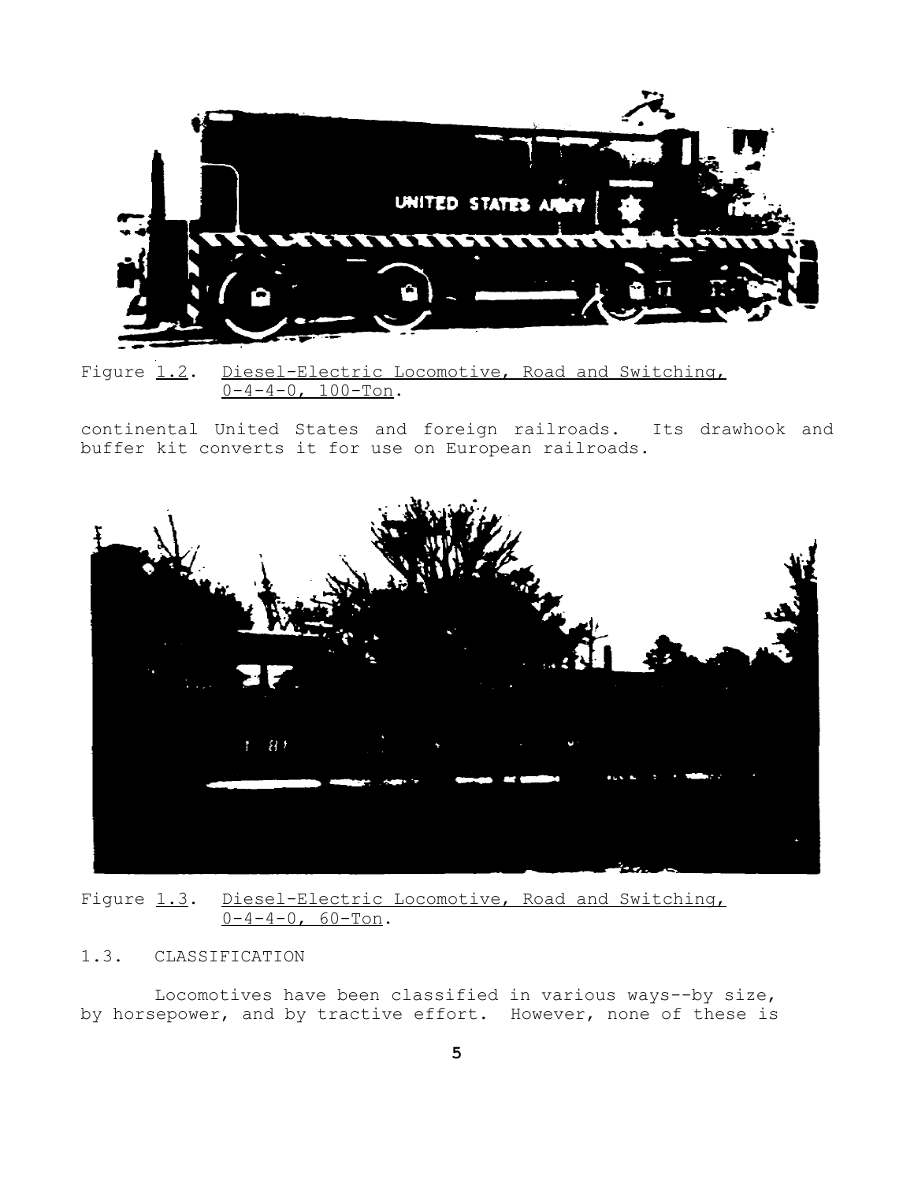Figure 1.2. Diesel-Electric Locomotive, Road and Switching, 0-4-4-0, 100-Ton.

continental United States and foreign railroads. Its drawhook and buffer kit converts it for use on European railroads.

Figure 1.3. Diesel-Electric Locomotive, Road and Switching, 0-4-4-0, 60-Ton.

## 1.3. CLASSIFICATION

Locomotives have been classified in various ways--by size, by horsepower, and by tractive effort. However, none of these is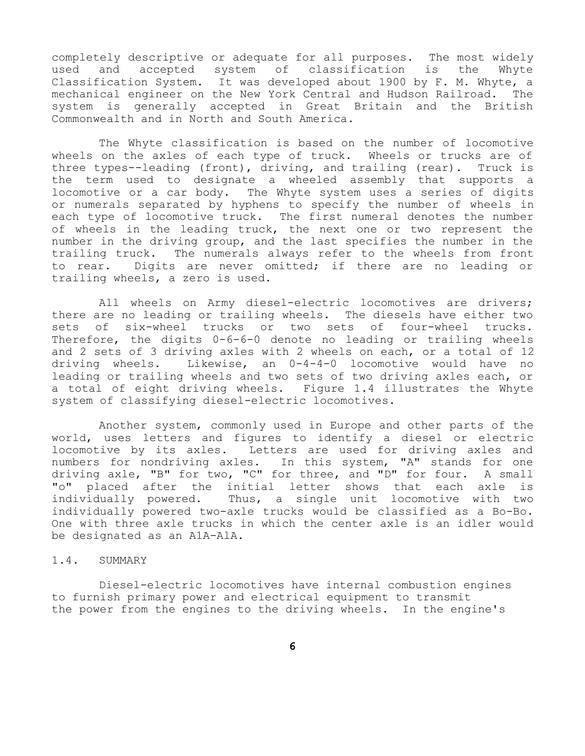completely descriptive or adequate for all purposes. The most widely used and accepted system of classification is the Whyte Classification System. It was developed about 1900 by F. M. Whyte, a mechanical engineer on the New York Central and Hudson Railroad. The system is generally accepted in Great Britain and the British Commonwealth and in North and South America.

The Whyte classification is based on the number of locomotive wheels on the axles of each type of truck. Wheels or trucks are of three types--leading (front), driving, and trailing (rear). Truck is the term used to designate a wheeled assembly that supports a locomotive or a car body. The Whyte system uses a series of digits or numerals separated by hyphens to specify the number of wheels in each type of locomotive truck. The first numeral denotes the number of wheels in the leading truck, the next one or two represent the number in the driving group, and the last specifies the number in the trailing truck. The numerals always refer to the wheels from front to rear. Digits are never omitted; if there are no leading or trailing wheels, a zero is used.

All wheels on Army diesel-electric locomotives are drivers; there are no leading or trailing wheels. The diesels have either two sets of six-wheel trucks or two sets of four-wheel trucks. Therefore, the digits 0-6-6-0 denote no leading or trailing wheels and 2 sets of 3 driving axles with 2 wheels on each, or a total of 12 driving wheels. Likewise, an 0-4-4-0 locomotive would have no leading or trailing wheels and two sets of two driving axles each, or a total of eight driving wheels. Figure 1.4 illustrates the Whyte system of classifying diesel-electric locomotives.

Another system, commonly used in Europe and other parts of the world, uses letters and figures to identify a diesel or electric locomotive by its axles. Letters are used for driving axles and numbers for nondriving axles. In this system, "A" stands for one driving axle, "B" for two, "C" for three, and "D" for four. A small "o" placed after the initial letter shows that each axle is individually powered. Thus, a single unit locomotive with two individually powered two-axle trucks would be classified as a Bo-Bo. One with three axle trucks in which the center axle is an idler would be designated as an A1A-AlA.

## 1.4. SUMMARY

Diesel-electric locomotives have internal combustion engines to furnish primary power and electrical equipment to transmit the power from the engines to the driving wheels. In the engine's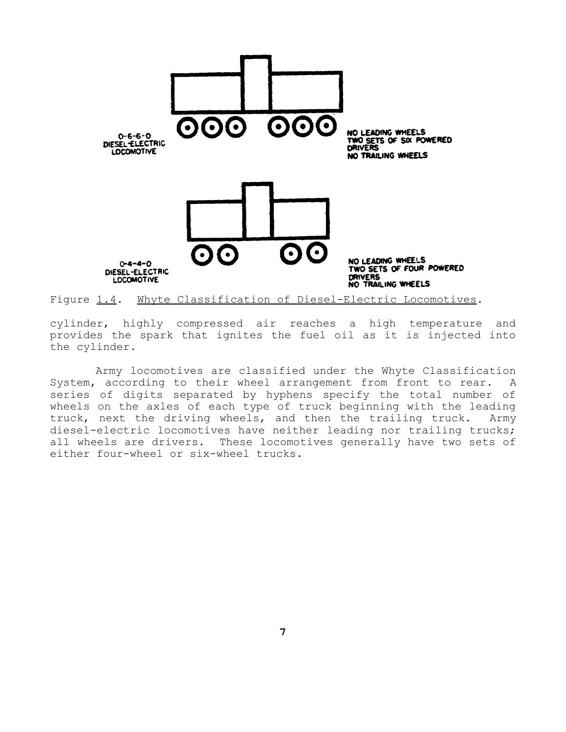0-6-6-0
DIESEL-ELECTRIC
LOCOMOTIVE

NO LEADING WHEELS
TWO SETS OF SIX POWERED
DRIVERS
NO TRAILING WHEELS

0-4-4-0
DIESEL-ELECTRIC
LOCOMOTIVE

NO LEADING WHEELS
TWO SETS OF FOUR POWERED
DRIVERS
NO TRAILING WHEELS

Figure 1.4. Whyte Classification of Diesel-Electric Locomotives.

cylinder, highly compressed air reaches a high temperature and provides the spark that ignites the fuel oil as it is injected into the cylinder.

Army locomotives are classified under the Whyte Classification System, according to their wheel arrangement from front to rear. A series of digits separated by hyphens specify the total number of wheels on the axles of each type of truck beginning with the leading truck, next the driving wheels, and then the trailing truck. Army diesel-electric locomotives have neither leading nor trailing trucks; all wheels are drivers. These locomotives generally have two sets of either four-wheel or six-wheel trucks.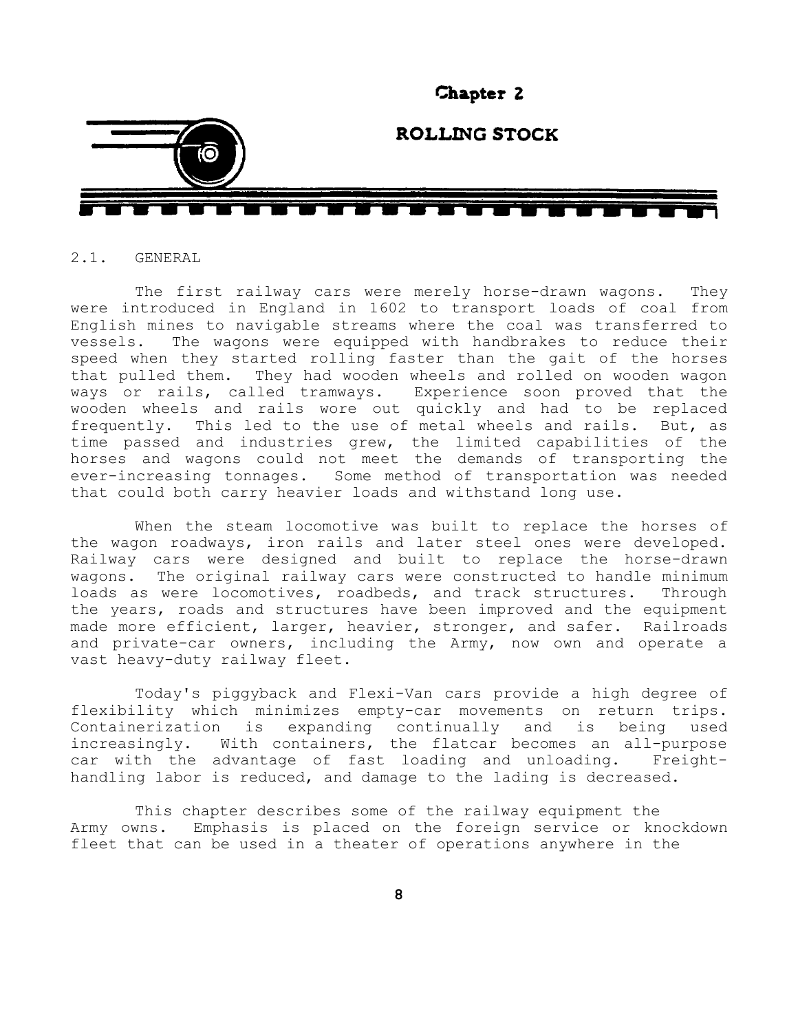# Chapter 2

# ROLLING STOCK

## 2.1. GENERAL

The first railway cars were merely horse-drawn wagons. They were introduced in England in 1602 to transport loads of coal from English mines to navigable streams where the coal was transferred to vessels. The wagons were equipped with handbrakes to reduce their speed when they started rolling faster than the gait of the horses that pulled them. They had wooden wheels and rolled on wooden wagon ways or rails, called tramways. Experience soon proved that the wooden wheels and rails wore out quickly and had to be replaced frequently. This led to the use of metal wheels and rails. But, as time passed and industries grew, the limited capabilities of the horses and wagons could not meet the demands of transporting the ever-increasing tonnages. Some method of transportation was needed that could both carry heavier loads and withstand long use.

When the steam locomotive was built to replace the horses of the wagon roadways, iron rails and later steel ones were developed. Railway cars were designed and built to replace the horse-drawn wagons. The original railway cars were constructed to handle minimum loads as were locomotives, roadbeds, and track structures. Through the years, roads and structures have been improved and the equipment made more efficient, larger, heavier, stronger, and safer. Railroads and private-car owners, including the Army, now own and operate a vast heavy-duty railway fleet.

Today's piggyback and Flexi-Van cars provide a high degree of flexibility which minimizes empty-car movements on return trips. Containerization is expanding continually and is being used increasingly. With containers, the flatcar becomes an all-purpose car with the advantage of fast loading and unloading. Freight-handling labor is reduced, and damage to the lading is decreased.

This chapter describes some of the railway equipment the Army owns. Emphasis is placed on the foreign service or knockdown fleet that can be used in a theater of operations anywhere in the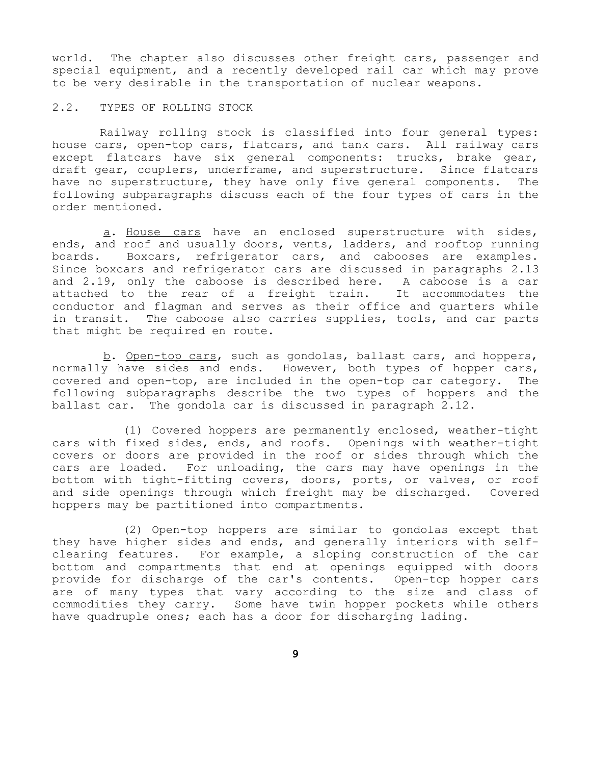world. The chapter also discusses other freight cars, passenger and special equipment, and a recently developed rail car which may prove to be very desirable in the transportation of nuclear weapons.

## 2.2. TYPES OF ROLLING STOCK

Railway rolling stock is classified into four general types: house cars, open-top cars, flatcars, and tank cars. All railway cars except flatcars have six general components: trucks, brake gear, draft gear, couplers, underframe, and superstructure. Since flatcars have no superstructure, they have only five general components. The following subparagraphs discuss each of the four types of cars in the order mentioned.

a. House cars have an enclosed superstructure with sides, ends, and roof and usually doors, vents, ladders, and rooftop running boards. Boxcars, refrigerator cars, and cabooses are examples. Since boxcars and refrigerator cars are discussed in paragraphs 2.13 and 2.19, only the caboose is described here. A caboose is a car attached to the rear of a freight train. It accommodates the conductor and flagman and serves as their office and quarters while in transit. The caboose also carries supplies, tools, and car parts that might be required en route.

b. Open-top cars, such as gondolas, ballast cars, and hoppers, normally have sides and ends. However, both types of hopper cars, covered and open-top, are included in the open-top car category. The following subparagraphs describe the two types of hoppers and the ballast car. The gondola car is discussed in paragraph 2.12.

(1) Covered hoppers are permanently enclosed, weather-tight cars with fixed sides, ends, and roofs. Openings with weather-tight covers or doors are provided in the roof or sides through which the cars are loaded. For unloading, the cars may have openings in the bottom with tight-fitting covers, doors, ports, or valves, or roof and side openings through which freight may be discharged. Covered hoppers may be partitioned into compartments.

(2) Open-top hoppers are similar to gondolas except that they have higher sides and ends, and generally interiors with self-clearing features. For example, a sloping construction of the car bottom and compartments that end at openings equipped with doors provide for discharge of the car's contents. Open-top hopper cars are of many types that vary according to the size and class of commodities they carry. Some have twin hopper pockets while others have quadruple ones; each has a door for discharging lading.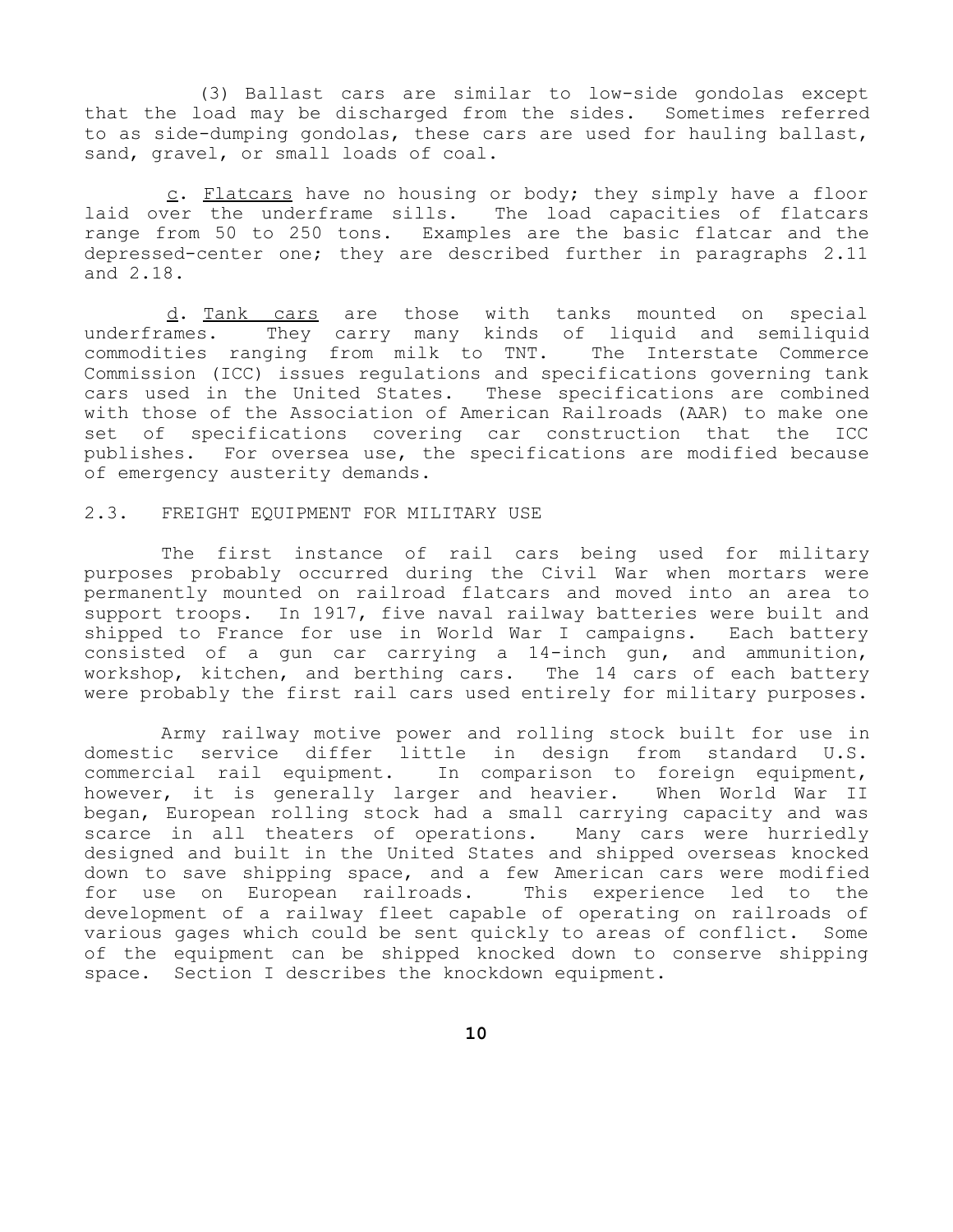(3) Ballast cars are similar to low-side gondolas except that the load may be discharged from the sides. Sometimes referred to as side-dumping gondolas, these cars are used for hauling ballast, sand, gravel, or small loads of coal.

c. Flatcars have no housing or body; they simply have a floor laid over the underframe sills. The load capacities of flatcars range from 50 to 250 tons. Examples are the basic flatcar and the depressed-center one; they are described further in paragraphs 2.11 and 2.18.

d. Tank cars are those with tanks mounted on special underframes. They carry many kinds of liquid and semiliquid commodities ranging from milk to TNT. The Interstate Commerce Commission (ICC) issues regulations and specifications governing tank cars used in the United States. These specifications are combined with those of the Association of American Railroads (AAR) to make one set of specifications covering car construction that the ICC publishes. For oversea use, the specifications are modified because of emergency austerity demands.

## 2.3. FREIGHT EQUIPMENT FOR MILITARY USE

The first instance of rail cars being used for military purposes probably occurred during the Civil War when mortars were permanently mounted on railroad flatcars and moved into an area to support troops. In 1917, five naval railway batteries were built and shipped to France for use in World War I campaigns. Each battery consisted of a gun car carrying a 14-inch gun, and ammunition, workshop, kitchen, and berthing cars. The 14 cars of each battery were probably the first rail cars used entirely for military purposes.

Army railway motive power and rolling stock built for use in domestic service differ little in design from standard U.S. commercial rail equipment. In comparison to foreign equipment, however, it is generally larger and heavier. When World War II began, European rolling stock had a small carrying capacity and was scarce in all theaters of operations. Many cars were hurriedly designed and built in the United States and shipped overseas knocked down to save shipping space, and a few American cars were modified for use on European railroads. This experience led to the development of a railway fleet capable of operating on railroads of various gages which could be sent quickly to areas of conflict. Some of the equipment can be shipped knocked down to conserve shipping space. Section I describes the knockdown equipment.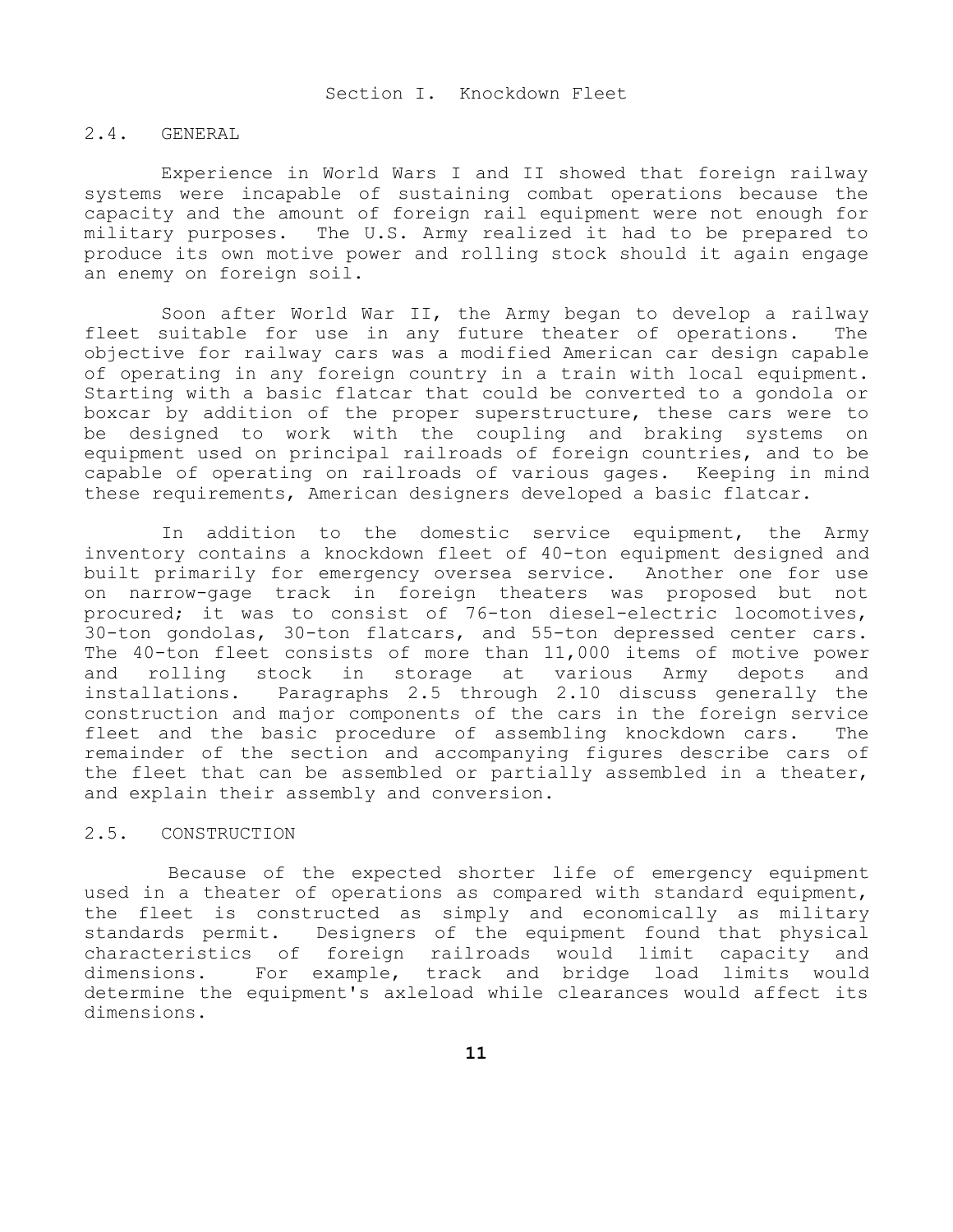## Section I. Knockdown Fleet

### 2.4. GENERAL

Experience in World Wars I and II showed that foreign railway systems were incapable of sustaining combat operations because the capacity and the amount of foreign rail equipment were not enough for military purposes. The U.S. Army realized it had to be prepared to produce its own motive power and rolling stock should it again engage an enemy on foreign soil.

Soon after World War II, the Army began to develop a railway fleet suitable for use in any future theater of operations. The objective for railway cars was a modified American car design capable of operating in any foreign country in a train with local equipment. Starting with a basic flatcar that could be converted to a gondola or boxcar by addition of the proper superstructure, these cars were to be designed to work with the coupling and braking systems on equipment used on principal railroads of foreign countries, and to be capable of operating on railroads of various gages. Keeping in mind these requirements, American designers developed a basic flatcar.

In addition to the domestic service equipment, the Army inventory contains a knockdown fleet of 40-ton equipment designed and built primarily for emergency oversea service. Another one for use on narrow-gage track in foreign theaters was proposed but not procured; it was to consist of 76-ton diesel-electric locomotives, 30-ton gondolas, 30-ton flatcars, and 55-ton depressed center cars. The 40-ton fleet consists of more than 11,000 items of motive power and rolling stock in storage at various Army depots and installations. Paragraphs 2.5 through 2.10 discuss generally the construction and major components of the cars in the foreign service fleet and the basic procedure of assembling knockdown cars. The remainder of the section and accompanying figures describe cars of the fleet that can be assembled or partially assembled in a theater, and explain their assembly and conversion.

### 2.5. CONSTRUCTION

Because of the expected shorter life of emergency equipment used in a theater of operations as compared with standard equipment, the fleet is constructed as simply and economically as military standards permit. Designers of the equipment found that physical characteristics of foreign railroads would limit capacity and dimensions. For example, track and bridge load limits would determine the equipment's axleload while clearances would affect its dimensions.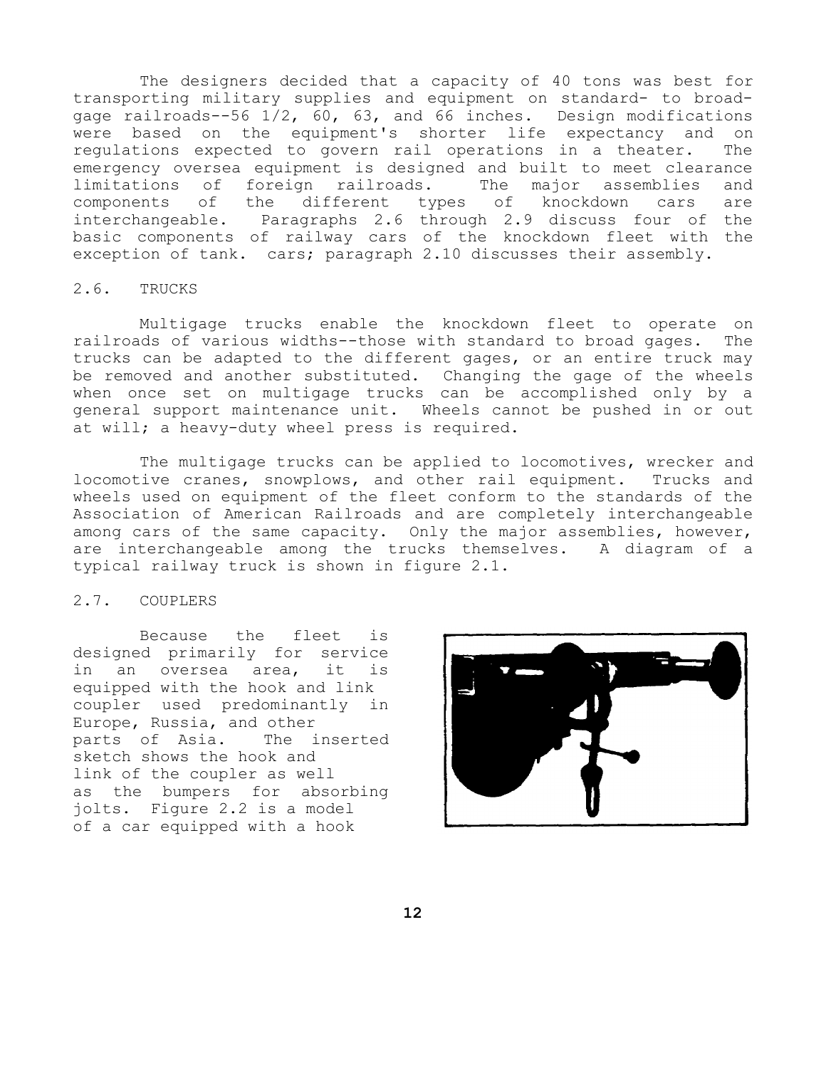The designers decided that a capacity of 40 tons was best for transporting military supplies and equipment on standard- to broad-gage railroads--56 1/2, 60, 63, and 66 inches. Design modifications were based on the equipment's shorter life expectancy and on regulations expected to govern rail operations in a theater. The emergency oversea equipment is designed and built to meet clearance limitations of foreign railroads. The major assemblies and components of the different types of knockdown cars are interchangeable. Paragraphs 2.6 through 2.9 discuss four of the basic components of railway cars of the knockdown fleet with the exception of tank. cars; paragraph 2.10 discusses their assembly.

## 2.6. TRUCKS

Multigage trucks enable the knockdown fleet to operate on railroads of various widths--those with standard to broad gages. The trucks can be adapted to the different gages, or an entire truck may be removed and another substituted. Changing the gage of the wheels when once set on multigage trucks can be accomplished only by a general support maintenance unit. Wheels cannot be pushed in or out at will; a heavy-duty wheel press is required.

The multigage trucks can be applied to locomotives, wrecker and locomotive cranes, snowplows, and other rail equipment. Trucks and wheels used on equipment of the fleet conform to the standards of the Association of American Railroads and are completely interchangeable among cars of the same capacity. Only the major assemblies, however, are interchangeable among the trucks themselves. A diagram of a typical railway truck is shown in figure 2.1.

## 2.7. COUPLERS

Because the fleet is designed primarily for service in an oversea area, it is equipped with the hook and link coupler used predominantly in Europe, Russia, and other parts of Asia. The inserted sketch shows the hook and link of the coupler as well as the bumpers for absorbing jolts. Figure 2.2 is a model of a car equipped with a hook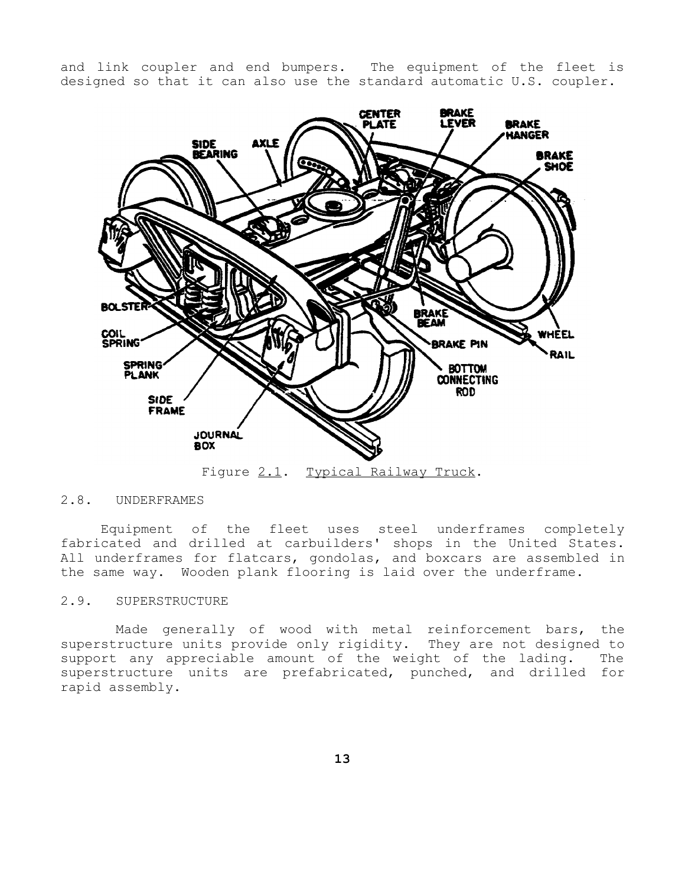and link coupler and end bumpers. The equipment of the fleet is designed so that it can also use the standard automatic U.S. coupler.

Figure 2.1. Typical Railway Truck.

## 2.8. UNDERFRAMES

Equipment of the fleet uses steel underframes completely fabricated and drilled at carbuilders' shops in the United States. All underframes for flatcars, gondolas, and boxcars are assembled in the same way. Wooden plank flooring is laid over the underframe.

## 2.9. SUPERSTRUCTURE

Made generally of wood with metal reinforcement bars, the superstructure units provide only rigidity. They are not designed to support any appreciable amount of the weight of the lading. The superstructure units are prefabricated, punched, and drilled for rapid assembly.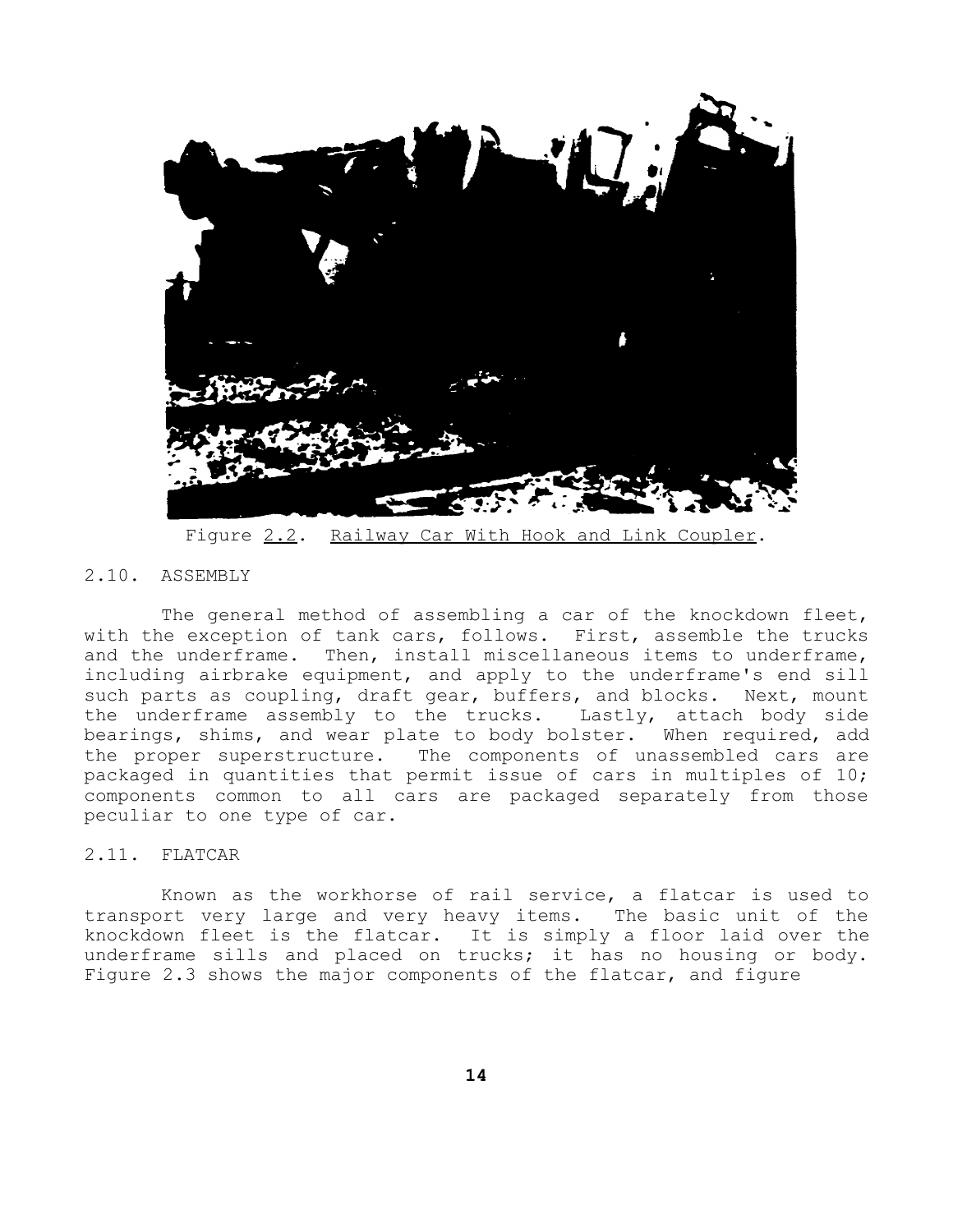Figure 2.2. Railway Car With Hook and Link Coupler.

## 2.10. ASSEMBLY

The general method of assembling a car of the knockdown fleet, with the exception of tank cars, follows. First, assemble the trucks and the underframe. Then, install miscellaneous items to underframe, including airbrake equipment, and apply to the underframe's end sill such parts as coupling, draft gear, buffers, and blocks. Next, mount the underframe assembly to the trucks. Lastly, attach body side bearings, shims, and wear plate to body bolster. When required, add the proper superstructure. The components of unassembled cars are packaged in quantities that permit issue of cars in multiples of 10; components common to all cars are packaged separately from those peculiar to one type of car.

## 2.11. FLATCAR

Known as the workhorse of rail service, a flatcar is used to transport very large and very heavy items. The basic unit of the knockdown fleet is the flatcar. It is simply a floor laid over the underframe sills and placed on trucks; it has no housing or body. Figure 2.3 shows the major components of the flatcar, and figure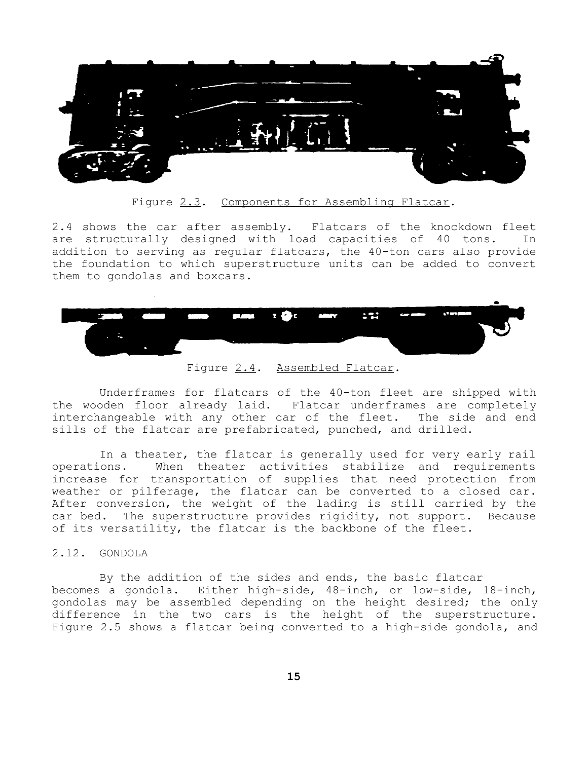Figure 2.3. Components for Assembling Flatcar.

2.4 shows the car after assembly. Flatcars of the knockdown fleet are structurally designed with load capacities of 40 tons. In addition to serving as regular flatcars, the 40-ton cars also provide the foundation to which superstructure units can be added to convert them to gondolas and boxcars.

Figure 2.4. Assembled Flatcar.

Underframes for flatcars of the 40-ton fleet are shipped with the wooden floor already laid. Flatcar underframes are completely interchangeable with any other car of the fleet. The side and end sills of the flatcar are prefabricated, punched, and drilled.

In a theater, the flatcar is generally used for very early rail operations. When theater activities stabilize and requirements increase for transportation of supplies that need protection from weather or pilferage, the flatcar can be converted to a closed car. After conversion, the weight of the lading is still carried by the car bed. The superstructure provides rigidity, not support. Because of its versatility, the flatcar is the backbone of the fleet.

## 2.12. GONDOLA

By the addition of the sides and ends, the basic flatcar becomes a gondola. Either high-side, 48-inch, or low-side, 18-inch, gondolas may be assembled depending on the height desired; the only difference in the two cars is the height of the superstructure. Figure 2.5 shows a flatcar being converted to a high-side gondola, and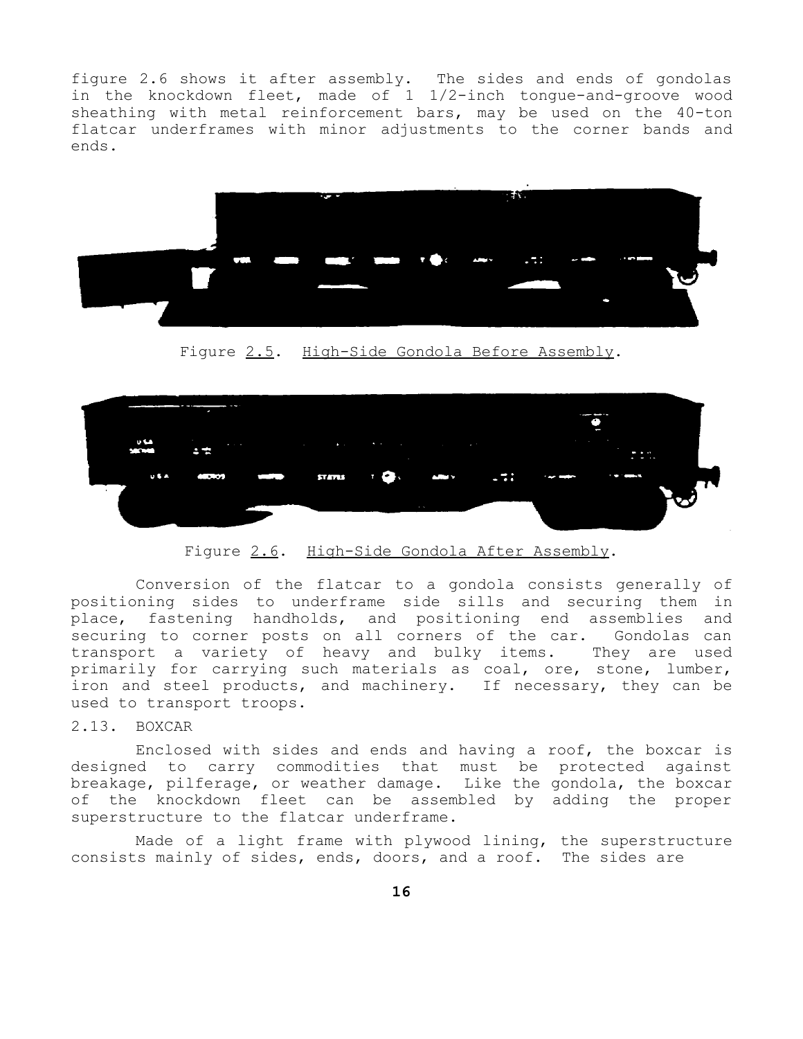figure 2.6 shows it after assembly. The sides and ends of gondolas in the knockdown fleet, made of 1 1/2-inch tongue-and-groove wood sheathing with metal reinforcement bars, may be used on the 40-ton flatcar underframes with minor adjustments to the corner bands and ends.

Figure 2.5. High-Side Gondola Before Assembly.

Figure 2.6. High-Side Gondola After Assembly.

Conversion of the flatcar to a gondola consists generally of positioning sides to underframe side sills and securing them in place, fastening handholds, and positioning end assemblies and securing to corner posts on all corners of the car. Gondolas can transport a variety of heavy and bulky items. They are used primarily for carrying such materials as coal, ore, stone, lumber, iron and steel products, and machinery. If necessary, they can be used to transport troops.

## 2.13. BOXCAR

Enclosed with sides and ends and having a roof, the boxcar is designed to carry commodities that must be protected against breakage, pilferage, or weather damage. Like the gondola, the boxcar of the knockdown fleet can be assembled by adding the proper superstructure to the flatcar underframe.

Made of a light frame with plywood lining, the superstructure consists mainly of sides, ends, doors, and a roof. The sides are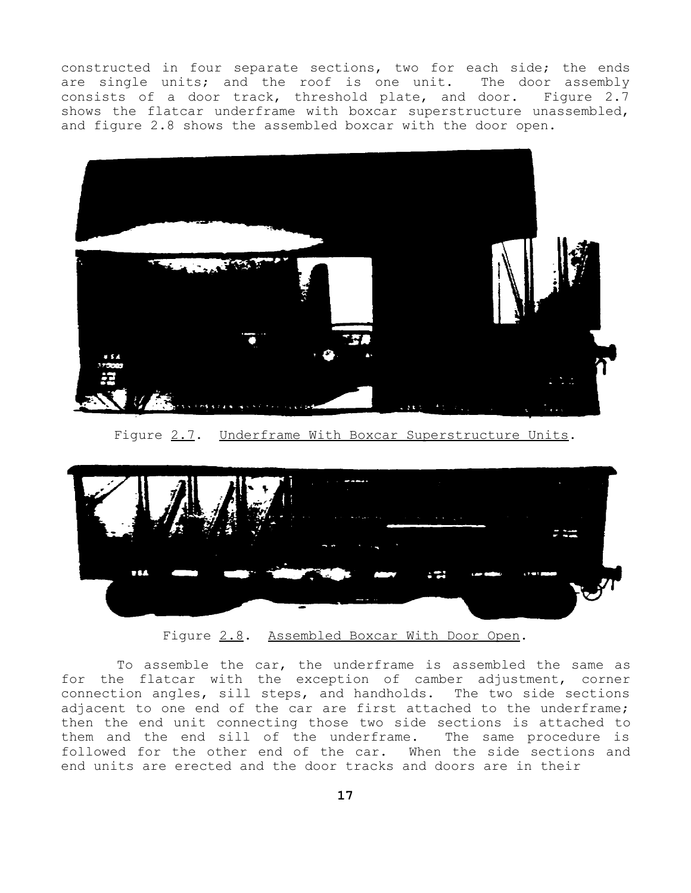constructed in four separate sections, two for each side; the ends are single units; and the roof is one unit. The door assembly consists of a door track, threshold plate, and door. Figure 2.7 shows the flatcar underframe with boxcar superstructure unassembled, and figure 2.8 shows the assembled boxcar with the door open.

Figure 2.7. Underframe With Boxcar Superstructure Units.

Figure 2.8. Assembled Boxcar With Door Open.

To assemble the car, the underframe is assembled the same as for the flatcar with the exception of camber adjustment, corner connection angles, sill steps, and handholds. The two side sections adjacent to one end of the car are first attached to the underframe; then the end unit connecting those two side sections is attached to them and the end sill of the underframe. The same procedure is followed for the other end of the car. When the side sections and end units are erected and the door tracks and doors are in their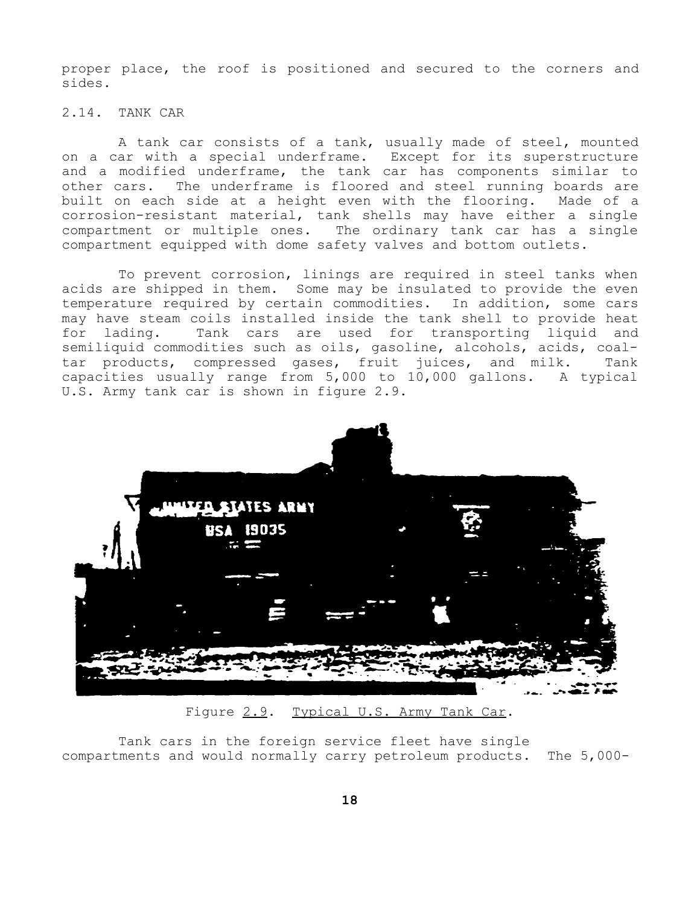proper place, the roof is positioned and secured to the corners and sides.

2.14. TANK CAR

A tank car consists of a tank, usually made of steel, mounted on a car with a special underframe. Except for its superstructure and a modified underframe, the tank car has components similar to other cars. The underframe is floored and steel running boards are built on each side at a height even with the flooring. Made of a corrosion-resistant material, tank shells may have either a single compartment or multiple ones. The ordinary tank car has a single compartment equipped with dome safety valves and bottom outlets.

To prevent corrosion, linings are required in steel tanks when acids are shipped in them. Some may be insulated to provide the even temperature required by certain commodities. In addition, some cars may have steam coils installed inside the tank shell to provide heat for lading. Tank cars are used for transporting liquid and semiliquid commodities such as oils, gasoline, alcohols, acids, coal-tar products, compressed gases, fruit juices, and milk. Tank capacities usually range from 5,000 to 10,000 gallons. A typical U.S. Army tank car is shown in figure 2.9.

Figure 2.9. Typical U.S. Army Tank Car.

Tank cars in the foreign service fleet have single compartments and would normally carry petroleum products. The 5,000-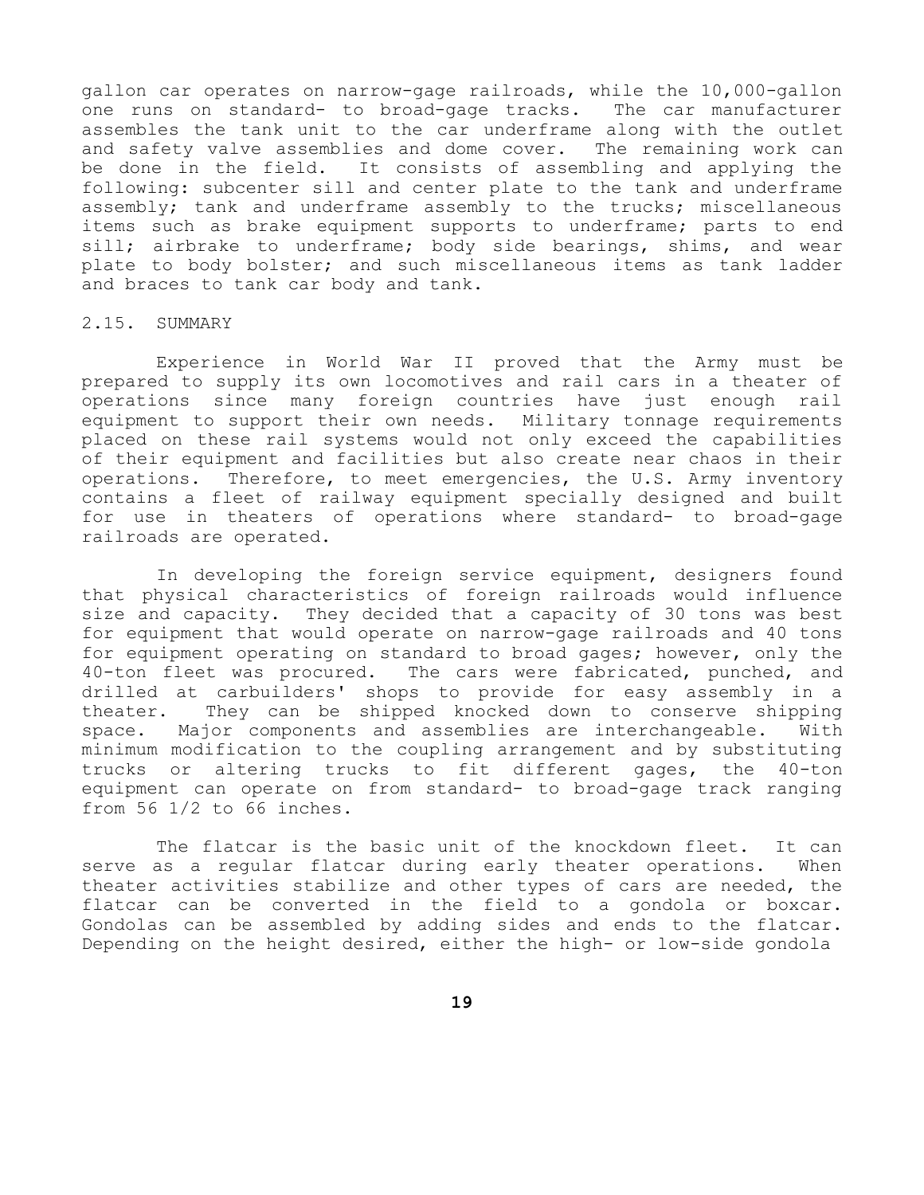gallon car operates on narrow-gage railroads, while the 10,000-gallon one runs on standard- to broad-gage tracks. The car manufacturer assembles the tank unit to the car underframe along with the outlet and safety valve assemblies and dome cover. The remaining work can be done in the field. It consists of assembling and applying the following: subcenter sill and center plate to the tank and underframe assembly; tank and underframe assembly to the trucks; miscellaneous items such as brake equipment supports to underframe; parts to end sill; airbrake to underframe; body side bearings, shims, and wear plate to body bolster; and such miscellaneous items as tank ladder and braces to tank car body and tank.

## 2.15. SUMMARY

Experience in World War II proved that the Army must be prepared to supply its own locomotives and rail cars in a theater of operations since many foreign countries have just enough rail equipment to support their own needs. Military tonnage requirements placed on these rail systems would not only exceed the capabilities of their equipment and facilities but also create near chaos in their operations. Therefore, to meet emergencies, the U.S. Army inventory contains a fleet of railway equipment specially designed and built for use in theaters of operations where standard- to broad-gage railroads are operated.

In developing the foreign service equipment, designers found that physical characteristics of foreign railroads would influence size and capacity. They decided that a capacity of 30 tons was best for equipment that would operate on narrow-gage railroads and 40 tons for equipment operating on standard to broad gages; however, only the 40-ton fleet was procured. The cars were fabricated, punched, and drilled at carbuilders' shops to provide for easy assembly in a theater. They can be shipped knocked down to conserve shipping space. Major components and assemblies are interchangeable. With minimum modification to the coupling arrangement and by substituting trucks or altering trucks to fit different gages, the 40-ton equipment can operate on from standard- to broad-gage track ranging from 56 1/2 to 66 inches.

The flatcar is the basic unit of the knockdown fleet. It can serve as a regular flatcar during early theater operations. When theater activities stabilize and other types of cars are needed, the flatcar can be converted in the field to a gondola or boxcar. Gondolas can be assembled by adding sides and ends to the flatcar. Depending on the height desired, either the high- or low-side gondola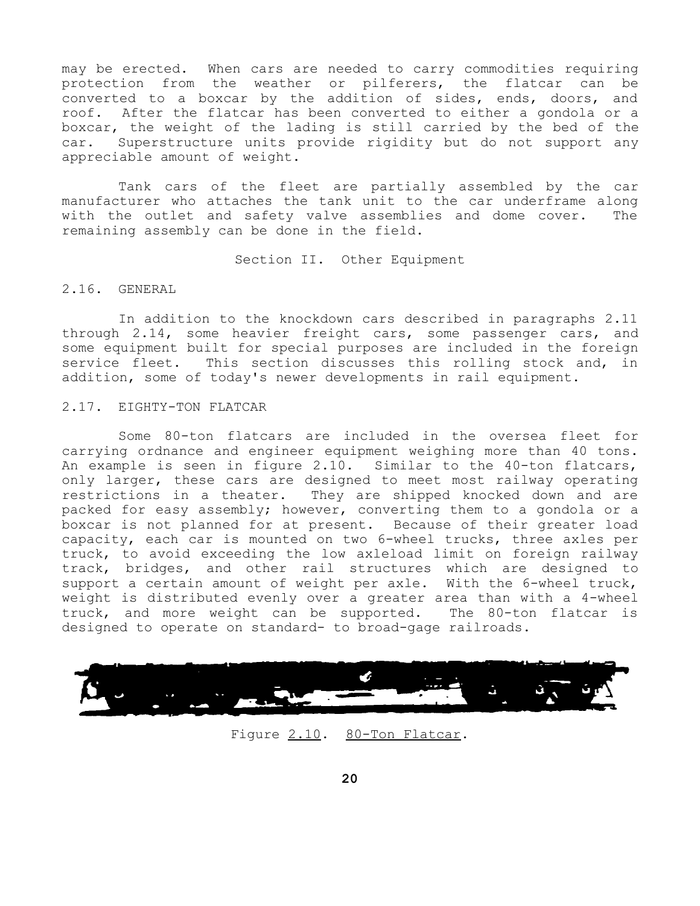may be erected. When cars are needed to carry commodities requiring protection from the weather or pilferers, the flatcar can be converted to a boxcar by the addition of sides, ends, doors, and roof. After the flatcar has been converted to either a gondola or a boxcar, the weight of the lading is still carried by the bed of the car. Superstructure units provide rigidity but do not support any appreciable amount of weight.

Tank cars of the fleet are partially assembled by the car manufacturer who attaches the tank unit to the car underframe along with the outlet and safety valve assemblies and dome cover. The remaining assembly can be done in the field.

## Section II. Other Equipment

### 2.16. GENERAL

In addition to the knockdown cars described in paragraphs 2.11 through 2.14, some heavier freight cars, some passenger cars, and some equipment built for special purposes are included in the foreign service fleet. This section discusses this rolling stock and, in addition, some of today's newer developments in rail equipment.

### 2.17. EIGHTY-TON FLATCAR

Some 80-ton flatcars are included in the oversea fleet for carrying ordnance and engineer equipment weighing more than 40 tons. An example is seen in figure 2.10. Similar to the 40-ton flatcars, only larger, these cars are designed to meet most railway operating restrictions in a theater. They are shipped knocked down and are packed for easy assembly; however, converting them to a gondola or a boxcar is not planned for at present. Because of their greater load capacity, each car is mounted on two 6-wheel trucks, three axles per truck, to avoid exceeding the low axleload limit on foreign railway track, bridges, and other rail structures which are designed to support a certain amount of weight per axle. With the 6-wheel truck, weight is distributed evenly over a greater area than with a 4-wheel truck, and more weight can be supported. The 80-ton flatcar is designed to operate on standard- to broad-gage railroads.

Figure 2.10. 80-Ton Flatcar.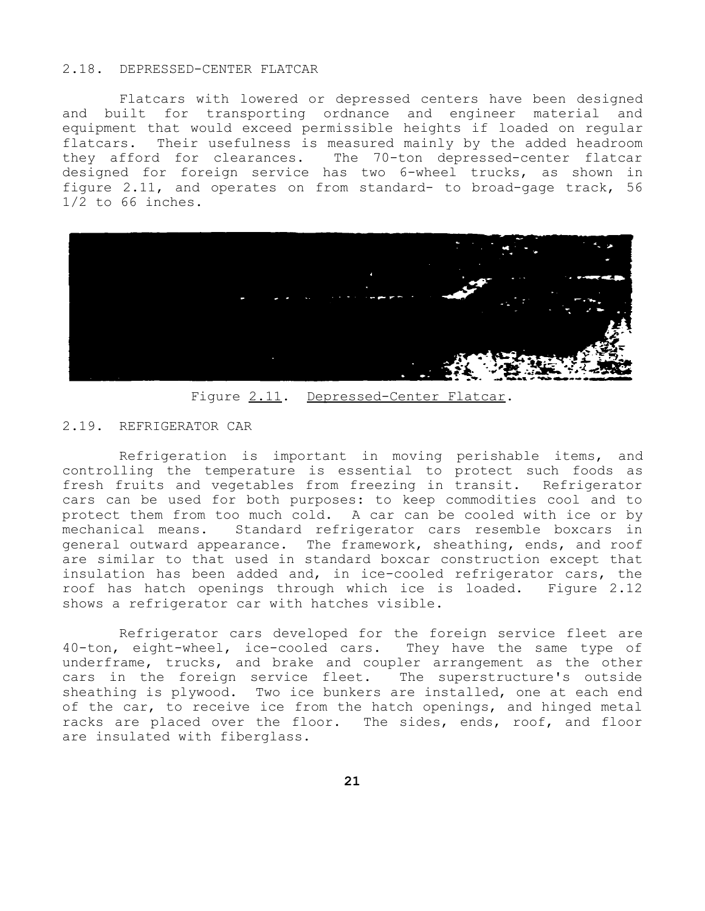## 2.18. DEPRESSED-CENTER FLATCAR

Flatcars with lowered or depressed centers have been designed and built for transporting ordnance and engineer material and equipment that would exceed permissible heights if loaded on regular flatcars. Their usefulness is measured mainly by the added headroom they afford for clearances. The 70-ton depressed-center flatcar designed for foreign service has two 6-wheel trucks, as shown in figure 2.11, and operates on from standard- to broad-gage track, 56 1/2 to 66 inches.

Figure 2.11. Depressed-Center Flatcar.

## 2.19. REFRIGERATOR CAR

Refrigeration is important in moving perishable items, and controlling the temperature is essential to protect such foods as fresh fruits and vegetables from freezing in transit. Refrigerator cars can be used for both purposes: to keep commodities cool and to protect them from too much cold. A car can be cooled with ice or by mechanical means. Standard refrigerator cars resemble boxcars in general outward appearance. The framework, sheathing, ends, and roof are similar to that used in standard boxcar construction except that insulation has been added and, in ice-cooled refrigerator cars, the roof has hatch openings through which ice is loaded. Figure 2.12 shows a refrigerator car with hatches visible.

Refrigerator cars developed for the foreign service fleet are 40-ton, eight-wheel, ice-cooled cars. They have the same type of underframe, trucks, and brake and coupler arrangement as the other cars in the foreign service fleet. The superstructure's outside sheathing is plywood. Two ice bunkers are installed, one at each end of the car, to receive ice from the hatch openings, and hinged metal racks are placed over the floor. The sides, ends, roof, and floor are insulated with fiberglass.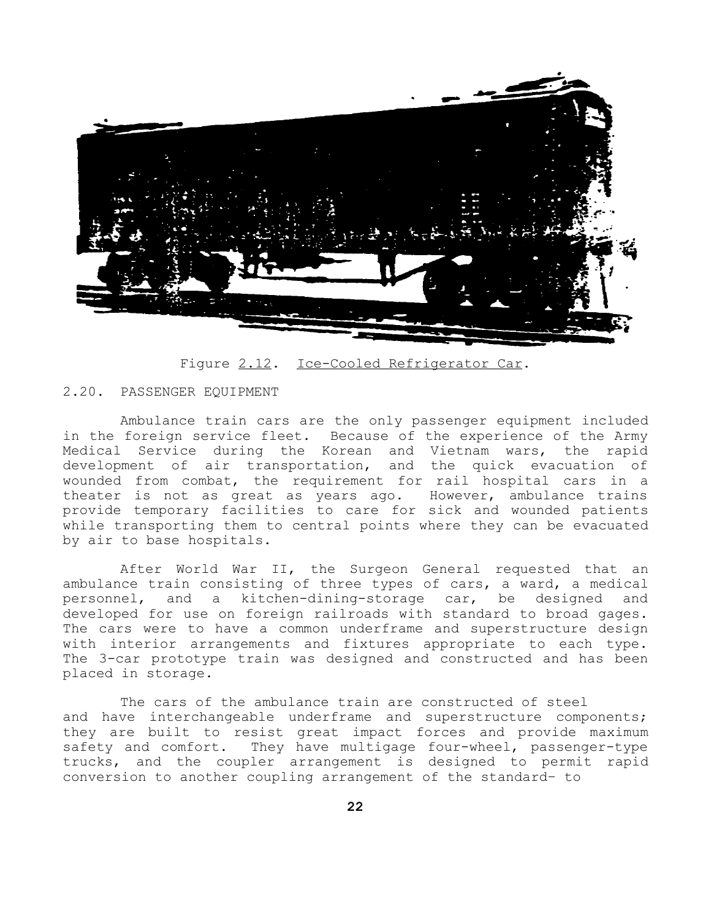Figure 2.12. Ice-Cooled Refrigerator Car.

2.20. PASSENGER EQUIPMENT

Ambulance train cars are the only passenger equipment included in the foreign service fleet. Because of the experience of the Army Medical Service during the Korean and Vietnam wars, the rapid development of air transportation, and the quick evacuation of wounded from combat, the requirement for rail hospital cars in a theater is not as great as years ago. However, ambulance trains provide temporary facilities to care for sick and wounded patients while transporting them to central points where they can be evacuated by air to base hospitals.

After World War II, the Surgeon General requested that an ambulance train consisting of three types of cars, a ward, a medical personnel, and a kitchen-dining-storage car, be designed and developed for use on foreign railroads with standard to broad gages. The cars were to have a common underframe and superstructure design with interior arrangements and fixtures appropriate to each type. The 3-car prototype train was designed and constructed and has been placed in storage.

The cars of the ambulance train are constructed of steel and have interchangeable underframe and superstructure components; they are built to resist great impact forces and provide maximum safety and comfort. They have multigage four-wheel, passenger-type trucks, and the coupler arrangement is designed to permit rapid conversion to another coupling arrangement of the standard- to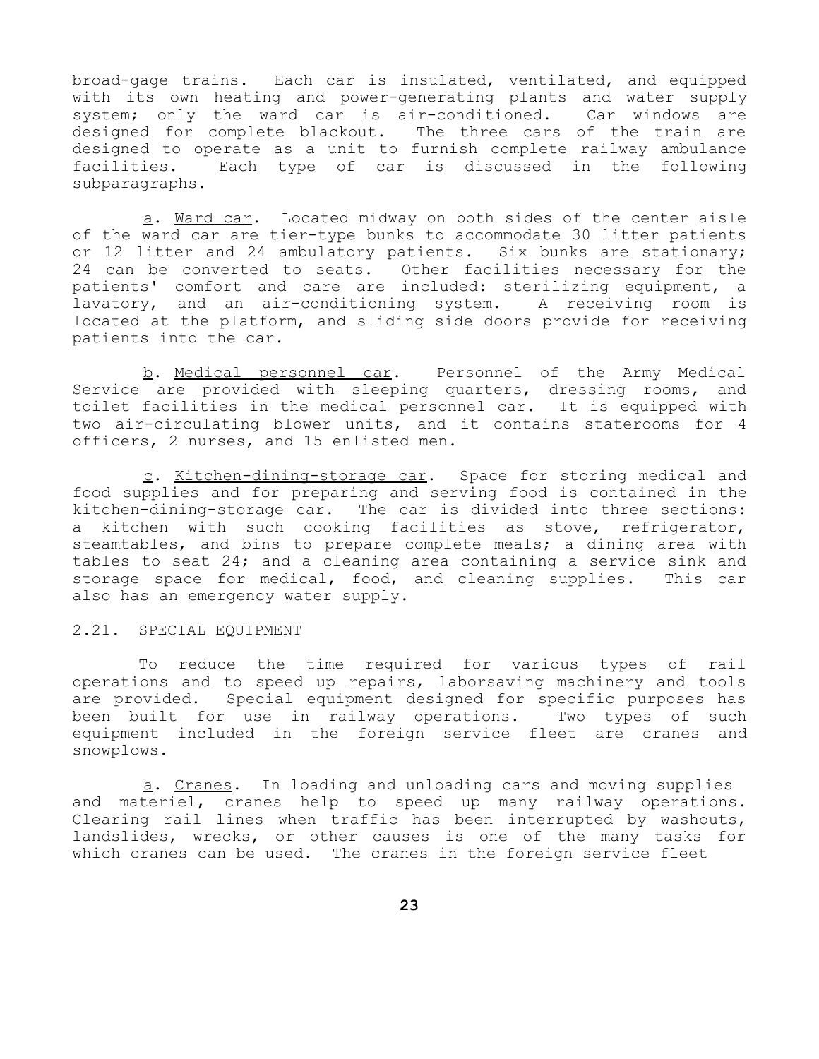broad-gage trains. Each car is insulated, ventilated, and equipped with its own heating and power-generating plants and water supply system; only the ward car is air-conditioned. Car windows are designed for complete blackout. The three cars of the train are designed to operate as a unit to furnish complete railway ambulance facilities. Each type of car is discussed in the following subparagraphs.

a. Ward car. Located midway on both sides of the center aisle of the ward car are tier-type bunks to accommodate 30 litter patients or 12 litter and 24 ambulatory patients. Six bunks are stationary; 24 can be converted to seats. Other facilities necessary for the patients' comfort and care are included: sterilizing equipment, a lavatory, and an air-conditioning system. A receiving room is located at the platform, and sliding side doors provide for receiving patients into the car.

b. Medical personnel car. Personnel of the Army Medical Service are provided with sleeping quarters, dressing rooms, and toilet facilities in the medical personnel car. It is equipped with two air-circulating blower units, and it contains staterooms for 4 officers, 2 nurses, and 15 enlisted men.

c. Kitchen-dining-storage car. Space for storing medical and food supplies and for preparing and serving food is contained in the kitchen-dining-storage car. The car is divided into three sections: a kitchen with such cooking facilities as stove, refrigerator, steamtables, and bins to prepare complete meals; a dining area with tables to seat 24; and a cleaning area containing a service sink and storage space for medical, food, and cleaning supplies. This car also has an emergency water supply.

## 2.21. SPECIAL EQUIPMENT

To reduce the time required for various types of rail operations and to speed up repairs, laborsaving machinery and tools are provided. Special equipment designed for specific purposes has been built for use in railway operations. Two types of such equipment included in the foreign service fleet are cranes and snowplows.

a. Cranes. In loading and unloading cars and moving supplies and materiel, cranes help to speed up many railway operations. Clearing rail lines when traffic has been interrupted by washouts, landslides, wrecks, or other causes is one of the many tasks for which cranes can be used. The cranes in the foreign service fleet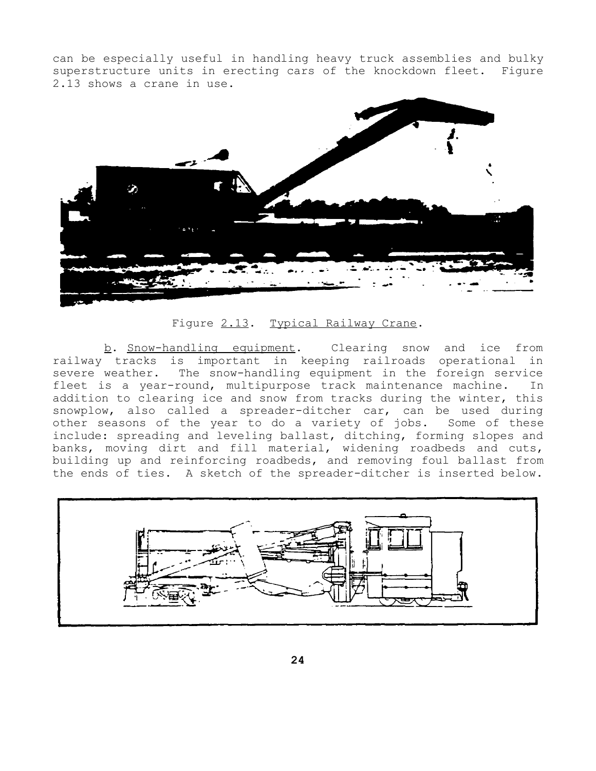can be especially useful in handling heavy truck assemblies and bulky superstructure units in erecting cars of the knockdown fleet. Figure 2.13 shows a crane in use.

Figure 2.13. Typical Railway Crane.

b. Snow-handling equipment. Clearing snow and ice from railway tracks is important in keeping railroads operational in severe weather. The snow-handling equipment in the foreign service fleet is a year-round, multipurpose track maintenance machine. In addition to clearing ice and snow from tracks during the winter, this snowplow, also called a spreader-ditcher car, can be used during other seasons of the year to do a variety of jobs. Some of these include: spreading and leveling ballast, ditching, forming slopes and banks, moving dirt and fill material, widening roadbeds and cuts, building up and reinforcing roadbeds, and removing foul ballast from the ends of ties. A sketch of the spreader-ditcher is inserted below.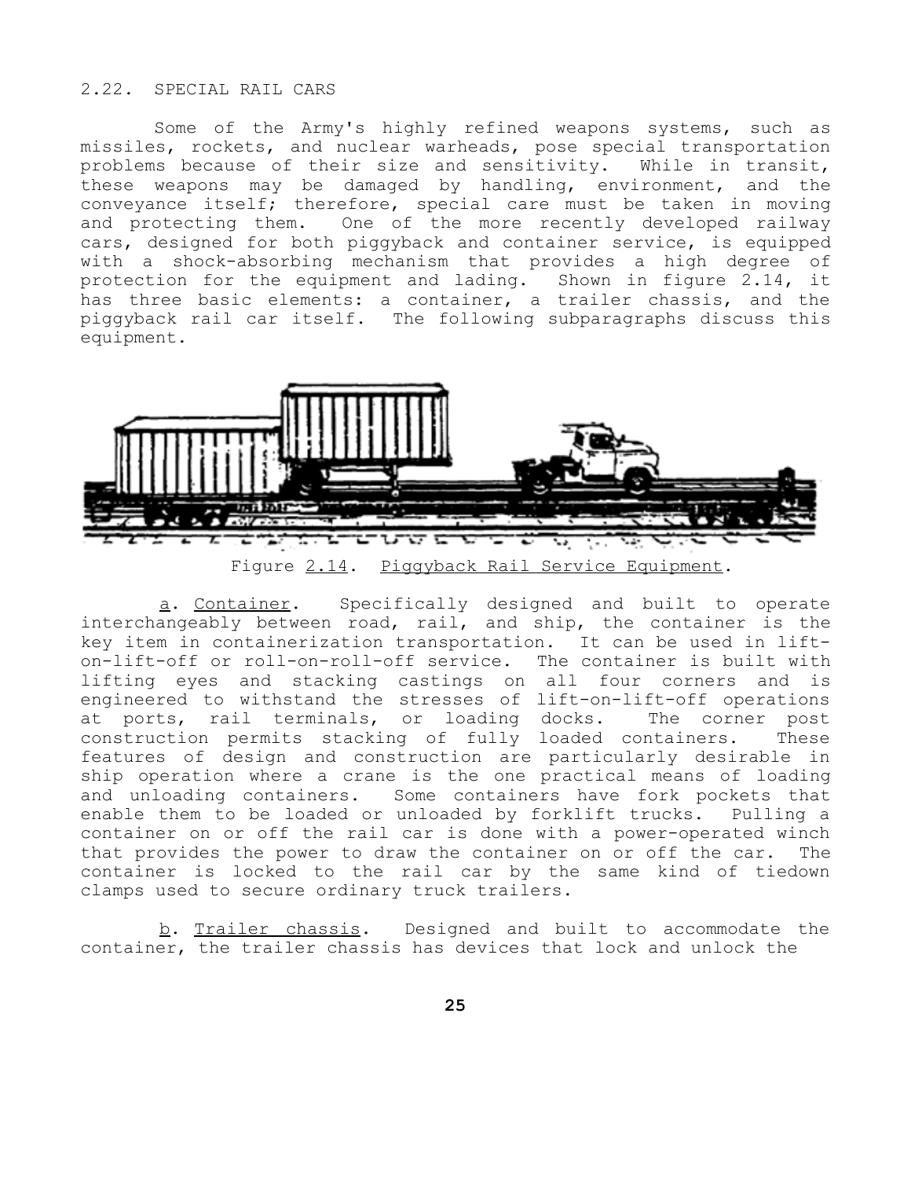## 2.22. SPECIAL RAIL CARS

Some of the Army's highly refined weapons systems, such as missiles, rockets, and nuclear warheads, pose special transportation problems because of their size and sensitivity. While in transit, these weapons may be damaged by handling, environment, and the conveyance itself; therefore, special care must be taken in moving and protecting them. One of the more recently developed railway cars, designed for both piggyback and container service, is equipped with a shock-absorbing mechanism that provides a high degree of protection for the equipment and lading. Shown in figure 2.14, it has three basic elements: a container, a trailer chassis, and the piggyback rail car itself. The following subparagraphs discuss this equipment.

Figure 2.14. Piggyback Rail Service Equipment.

a. Container. Specifically designed and built to operate interchangeably between road, rail, and ship, the container is the key item in containerization transportation. It can be used in lift-on-lift-off or roll-on-roll-off service. The container is built with lifting eyes and stacking castings on all four corners and is engineered to withstand the stresses of lift-on-lift-off operations at ports, rail terminals, or loading docks. The corner post construction permits stacking of fully loaded containers. These features of design and construction are particularly desirable in ship operation where a crane is the one practical means of loading and unloading containers. Some containers have fork pockets that enable them to be loaded or unloaded by forklift trucks. Pulling a container on or off the rail car is done with a power-operated winch that provides the power to draw the container on or off the car. The container is locked to the rail car by the same kind of tiedown clamps used to secure ordinary truck trailers.

b. Trailer chassis. Designed and built to accommodate the container, the trailer chassis has devices that lock and unlock the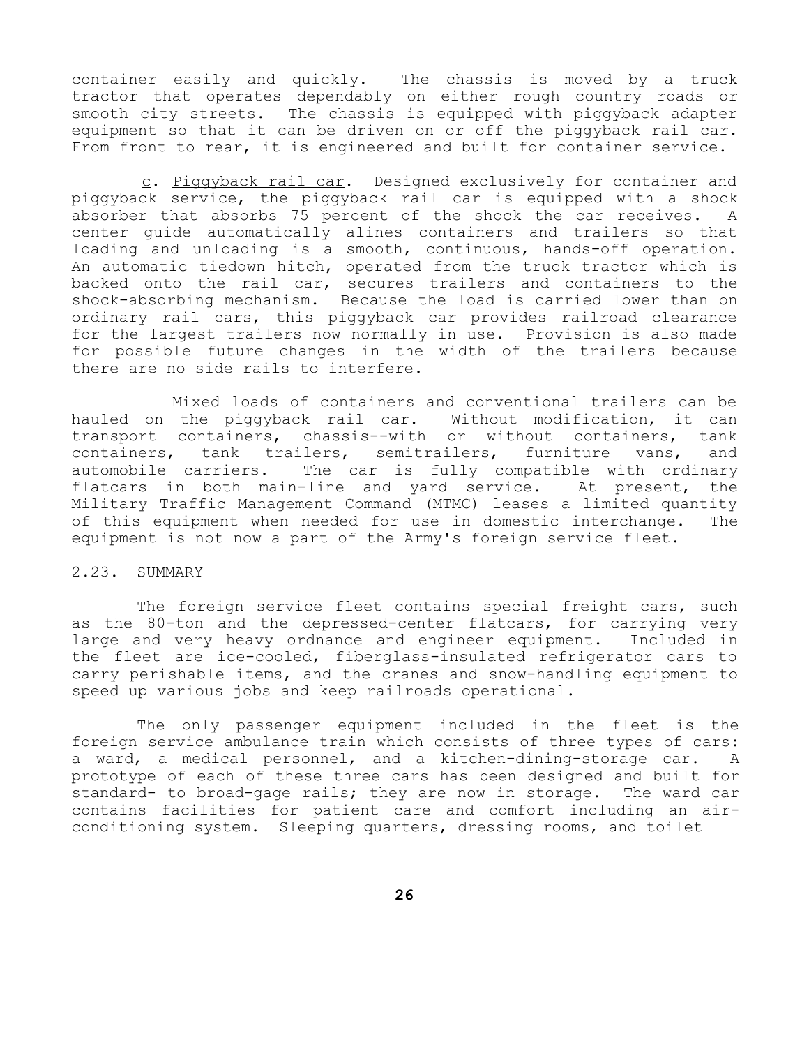container easily and quickly. The chassis is moved by a truck tractor that operates dependably on either rough country roads or smooth city streets. The chassis is equipped with piggyback adapter equipment so that it can be driven on or off the piggyback rail car. From front to rear, it is engineered and built for container service.

c. Piggyback rail car. Designed exclusively for container and piggyback service, the piggyback rail car is equipped with a shock absorber that absorbs 75 percent of the shock the car receives. A center guide automatically alines containers and trailers so that loading and unloading is a smooth, continuous, hands-off operation. An automatic tiedown hitch, operated from the truck tractor which is backed onto the rail car, secures trailers and containers to the shock-absorbing mechanism. Because the load is carried lower than on ordinary rail cars, this piggyback car provides railroad clearance for the largest trailers now normally in use. Provision is also made for possible future changes in the width of the trailers because there are no side rails to interfere.

Mixed loads of containers and conventional trailers can be hauled on the piggyback rail car. Without modification, it can transport containers, chassis--with or without containers, tank containers, tank trailers, semitrailers, furniture vans, and automobile carriers. The car is fully compatible with ordinary flatcars in both main-line and yard service. At present, the Military Traffic Management Command (MTMC) leases a limited quantity of this equipment when needed for use in domestic interchange. The equipment is not now a part of the Army's foreign service fleet.

## 2.23. SUMMARY

The foreign service fleet contains special freight cars, such as the 80-ton and the depressed-center flatcars, for carrying very large and very heavy ordnance and engineer equipment. Included in the fleet are ice-cooled, fiberglass-insulated refrigerator cars to carry perishable items, and the cranes and snow-handling equipment to speed up various jobs and keep railroads operational.

The only passenger equipment included in the fleet is the foreign service ambulance train which consists of three types of cars: a ward, a medical personnel, and a kitchen-dining-storage car. A prototype of each of these three cars has been designed and built for standard- to broad-gage rails; they are now in storage. The ward car contains facilities for patient care and comfort including an air-conditioning system. Sleeping quarters, dressing rooms, and toilet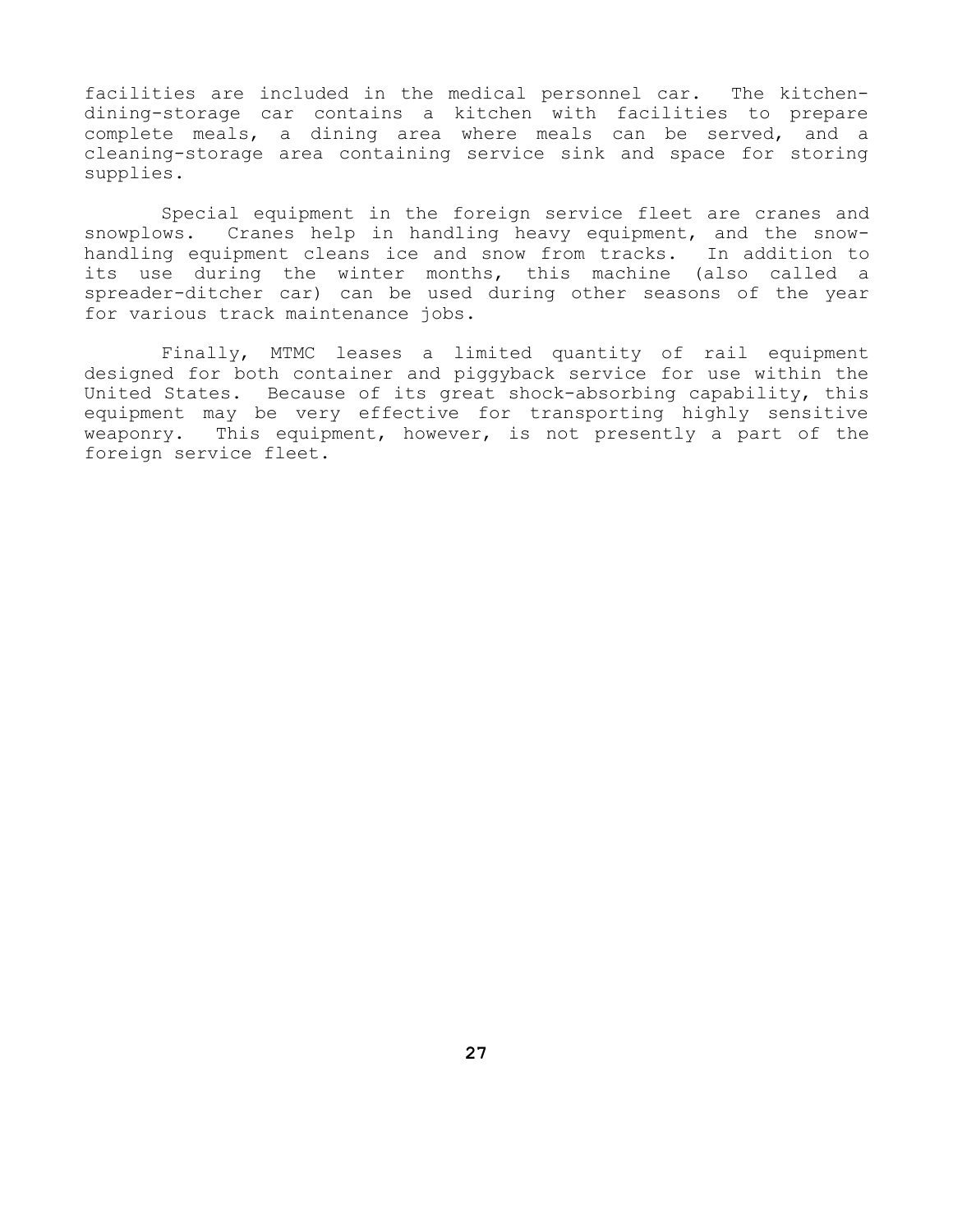facilities are included in the medical personnel car. The kitchen-dining-storage car contains a kitchen with facilities to prepare complete meals, a dining area where meals can be served, and a cleaning-storage area containing service sink and space for storing supplies.

Special equipment in the foreign service fleet are cranes and snowplows. Cranes help in handling heavy equipment, and the snow-handling equipment cleans ice and snow from tracks. In addition to its use during the winter months, this machine (also called a spreader-ditcher car) can be used during other seasons of the year for various track maintenance jobs.

Finally, MTMC leases a limited quantity of rail equipment designed for both container and piggyback service for use within the United States. Because of its great shock-absorbing capability, this equipment may be very effective for transporting highly sensitive weaponry. This equipment, however, is not presently a part of the foreign service fleet.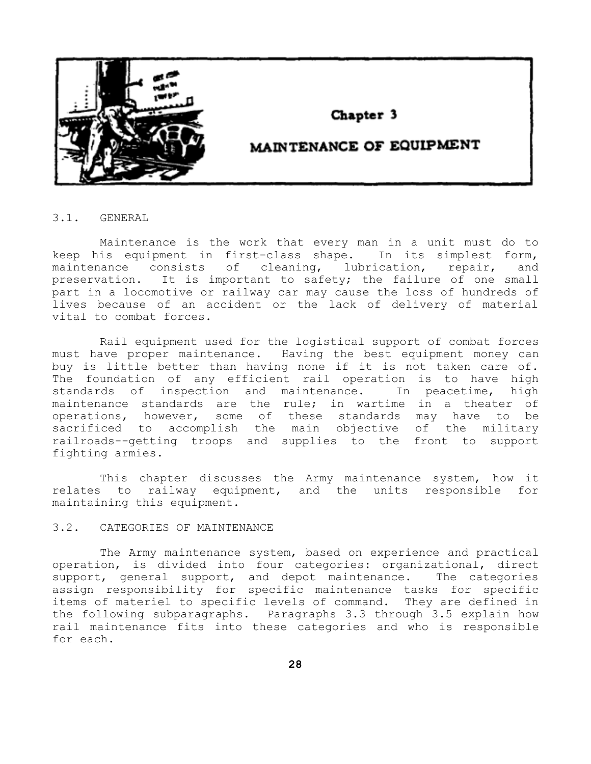# Chapter 3

# MAINTENANCE OF EQUIPMENT

## 3.1. GENERAL

Maintenance is the work that every man in a unit must do to keep his equipment in first-class shape. In its simplest form, maintenance consists of cleaning, lubrication, repair, and preservation. It is important to safety; the failure of one small part in a locomotive or railway car may cause the loss of hundreds of lives because of an accident or the lack of delivery of material vital to combat forces.

Rail equipment used for the logistical support of combat forces must have proper maintenance. Having the best equipment money can buy is little better than having none if it is not taken care of. The foundation of any efficient rail operation is to have high standards of inspection and maintenance. In peacetime, high maintenance standards are the rule; in wartime in a theater of operations, however, some of these standards may have to be sacrificed to accomplish the main objective of the military railroads--getting troops and supplies to the front to support fighting armies.

This chapter discusses the Army maintenance system, how it relates to railway equipment, and the units responsible for maintaining this equipment.

## 3.2. CATEGORIES OF MAINTENANCE

The Army maintenance system, based on experience and practical operation, is divided into four categories: organizational, direct support, general support, and depot maintenance. The categories assign responsibility for specific maintenance tasks for specific items of materiel to specific levels of command. They are defined in the following subparagraphs. Paragraphs 3.3 through 3.5 explain how rail maintenance fits into these categories and who is responsible for each.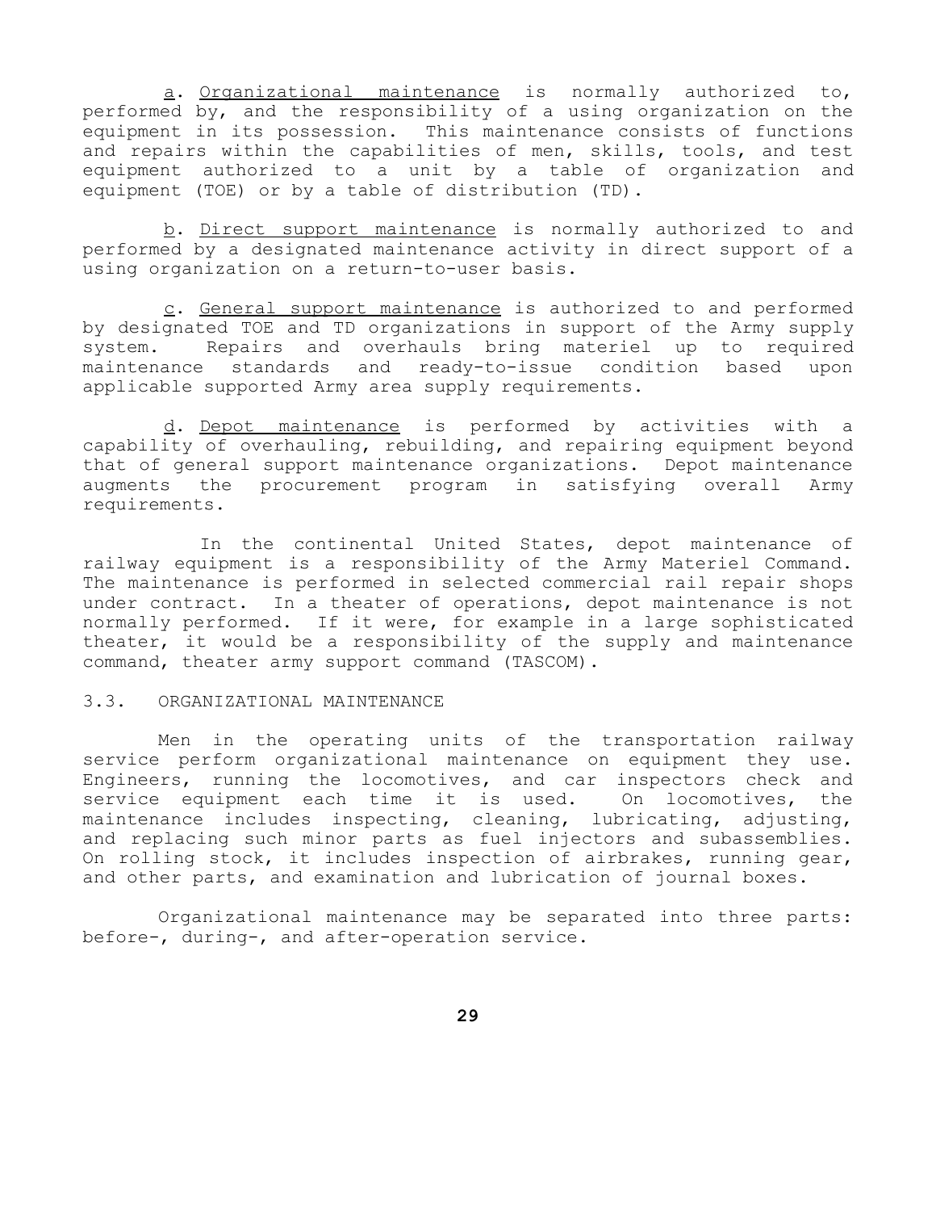a. <u>Organizational maintenance</u> is normally authorized to, performed by, and the responsibility of a using organization on the equipment in its possession. This maintenance consists of functions and repairs within the capabilities of men, skills, tools, and test equipment authorized to a unit by a table of organization and equipment (TOE) or by a table of distribution (TD).

b. <u>Direct support maintenance</u> is normally authorized to and performed by a designated maintenance activity in direct support of a using organization on a return-to-user basis.

c. <u>General support maintenance</u> is authorized to and performed by designated TOE and TD organizations in support of the Army supply system. Repairs and overhauls bring materiel up to required maintenance standards and ready-to-issue condition based upon applicable supported Army area supply requirements.

d. <u>Depot maintenance</u> is performed by activities with a capability of overhauling, rebuilding, and repairing equipment beyond that of general support maintenance organizations. Depot maintenance augments the procurement program in satisfying overall Army requirements.

In the continental United States, depot maintenance of railway equipment is a responsibility of the Army Materiel Command. The maintenance is performed in selected commercial rail repair shops under contract. In a theater of operations, depot maintenance is not normally performed. If it were, for example in a large sophisticated theater, it would be a responsibility of the supply and maintenance command, theater army support command (TASCOM).

## 3.3. ORGANIZATIONAL MAINTENANCE

Men in the operating units of the transportation railway service perform organizational maintenance on equipment they use. Engineers, running the locomotives, and car inspectors check and service equipment each time it is used. On locomotives, the maintenance includes inspecting, cleaning, lubricating, adjusting, and replacing such minor parts as fuel injectors and subassemblies. On rolling stock, it includes inspection of airbrakes, running gear, and other parts, and examination and lubrication of journal boxes.

Organizational maintenance may be separated into three parts: before-, during-, and after-operation service.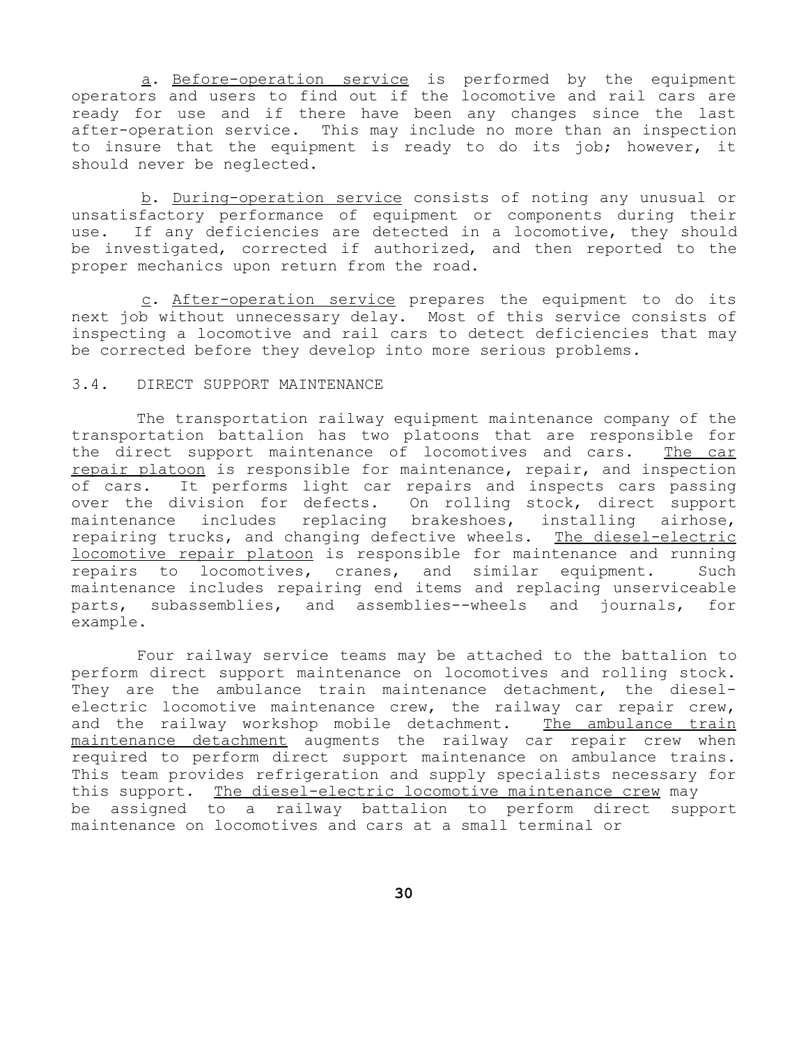a. <u>Before-operation service</u> is performed by the equipment operators and users to find out if the locomotive and rail cars are ready for use and if there have been any changes since the last after-operation service. This may include no more than an inspection to insure that the equipment is ready to do its job; however, it should never be neglected.

b. <u>During-operation service</u> consists of noting any unusual or unsatisfactory performance of equipment or components during their use. If any deficiencies are detected in a locomotive, they should be investigated, corrected if authorized, and then reported to the proper mechanics upon return from the road.

c. <u>After-operation service</u> prepares the equipment to do its next job without unnecessary delay. Most of this service consists of inspecting a locomotive and rail cars to detect deficiencies that may be corrected before they develop into more serious problems.

## 3.4. DIRECT SUPPORT MAINTENANCE

The transportation railway equipment maintenance company of the transportation battalion has two platoons that are responsible for the direct support maintenance of locomotives and cars. <u>The car repair platoon</u> is responsible for maintenance, repair, and inspection of cars. It performs light car repairs and inspects cars passing over the division for defects. On rolling stock, direct support maintenance includes replacing brakeshoes, installing airhose, repairing trucks, and changing defective wheels. <u>The diesel-electric locomotive repair platoon</u> is responsible for maintenance and running repairs to locomotives, cranes, and similar equipment. Such maintenance includes repairing end items and replacing unserviceable parts, subassemblies, and assemblies--wheels and journals, for example.

Four railway service teams may be attached to the battalion to perform direct support maintenance on locomotives and rolling stock. They are the ambulance train maintenance detachment, the diesel-electric locomotive maintenance crew, the railway car repair crew, and the railway workshop mobile detachment. <u>The ambulance train maintenance detachment</u> augments the railway car repair crew when required to perform direct support maintenance on ambulance trains. This team provides refrigeration and supply specialists necessary for this support. <u>The diesel-electric locomotive maintenance crew</u> may be assigned to a railway battalion to perform direct support maintenance on locomotives and cars at a small terminal or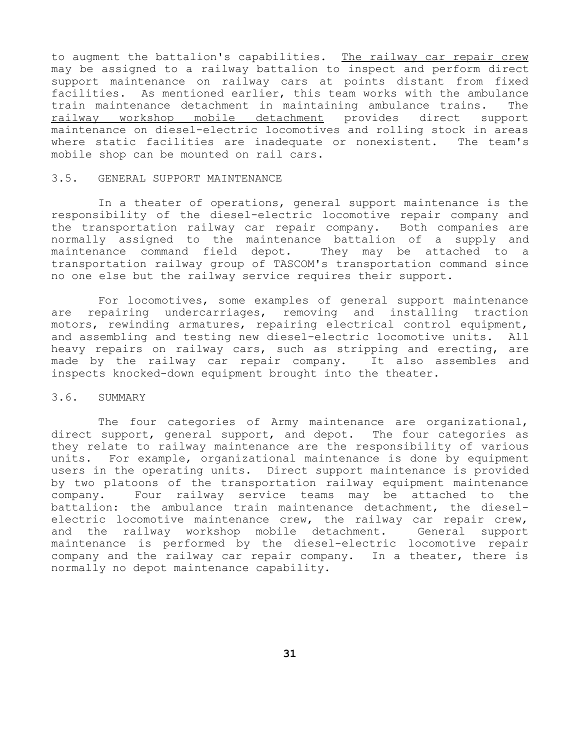to augment the battalion's capabilities. <u>The railway car repair crew</u> may be assigned to a railway battalion to inspect and perform direct support maintenance on railway cars at points distant from fixed facilities. As mentioned earlier, this team works with the ambulance train maintenance detachment in maintaining ambulance trains. The <u>railway workshop mobile detachment</u> provides direct support maintenance on diesel-electric locomotives and rolling stock in areas where static facilities are inadequate or nonexistent. The team's mobile shop can be mounted on rail cars.

## 3.5. GENERAL SUPPORT MAINTENANCE

In a theater of operations, general support maintenance is the responsibility of the diesel-electric locomotive repair company and the transportation railway car repair company. Both companies are normally assigned to the maintenance battalion of a supply and maintenance command field depot. They may be attached to a transportation railway group of TASCOM's transportation command since no one else but the railway service requires their support.

For locomotives, some examples of general support maintenance are repairing undercarriages, removing and installing traction motors, rewinding armatures, repairing electrical control equipment, and assembling and testing new diesel-electric locomotive units. All heavy repairs on railway cars, such as stripping and erecting, are made by the railway car repair company. It also assembles and inspects knocked-down equipment brought into the theater.

## 3.6. SUMMARY

The four categories of Army maintenance are organizational, direct support, general support, and depot. The four categories as they relate to railway maintenance are the responsibility of various units. For example, organizational maintenance is done by equipment users in the operating units. Direct support maintenance is provided by two platoons of the transportation railway equipment maintenance company. Four railway service teams may be attached to the battalion: the ambulance train maintenance detachment, the diesel-electric locomotive maintenance crew, the railway car repair crew, and the railway workshop mobile detachment. General support maintenance is performed by the diesel-electric locomotive repair company and the railway car repair company. In a theater, there is normally no depot maintenance capability.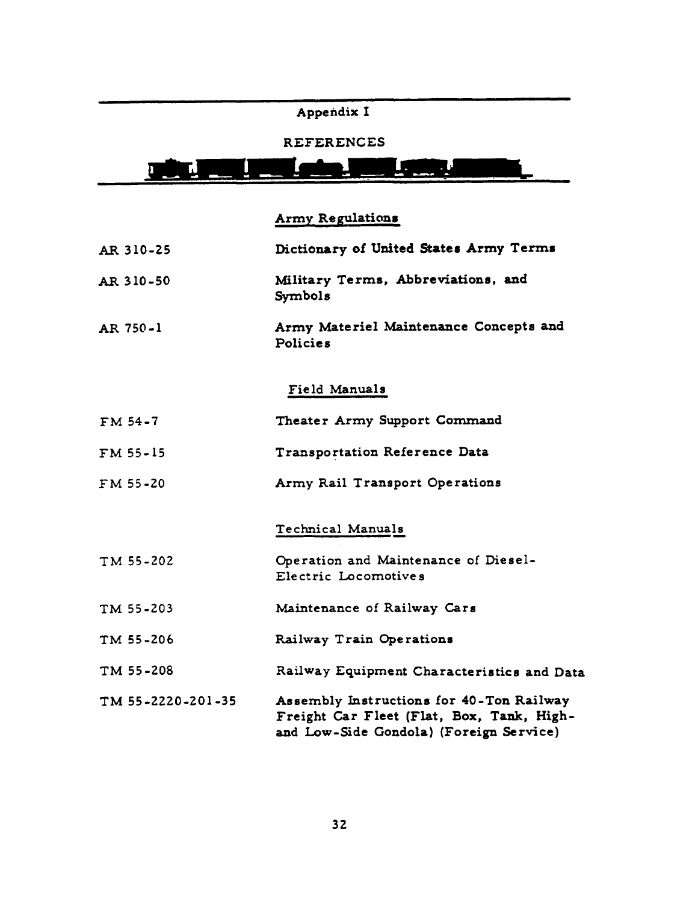# Appendix I

# REFERENCES

## Army Regulations

| | |
|---|---|
| AR 310-25 | Dictionary of United States Army Terms |
| AR 310-50 | Military Terms, Abbreviations, and Symbols |
| AR 750-1 | Army Materiel Maintenance Concepts and Policies |

## Field Manuals

| | |
|---|---|
| FM 54-7 | Theater Army Support Command |
| FM 55-15 | Transportation Reference Data |
| FM 55-20 | Army Rail Transport Operations |

## Technical Manuals

| | |
|---|---|
| TM 55-202 | Operation and Maintenance of Diesel-Electric Locomotives |
| TM 55-203 | Maintenance of Railway Cars |
| TM 55-206 | Railway Train Operations |
| TM 55-208 | Railway Equipment Characteristics and Data |
| TM 55-2220-201-35 | Assembly Instructions for 40-Ton Railway Freight Car Fleet (Flat, Box, Tank, High- and Low-Side Gondola) (Foreign Service) |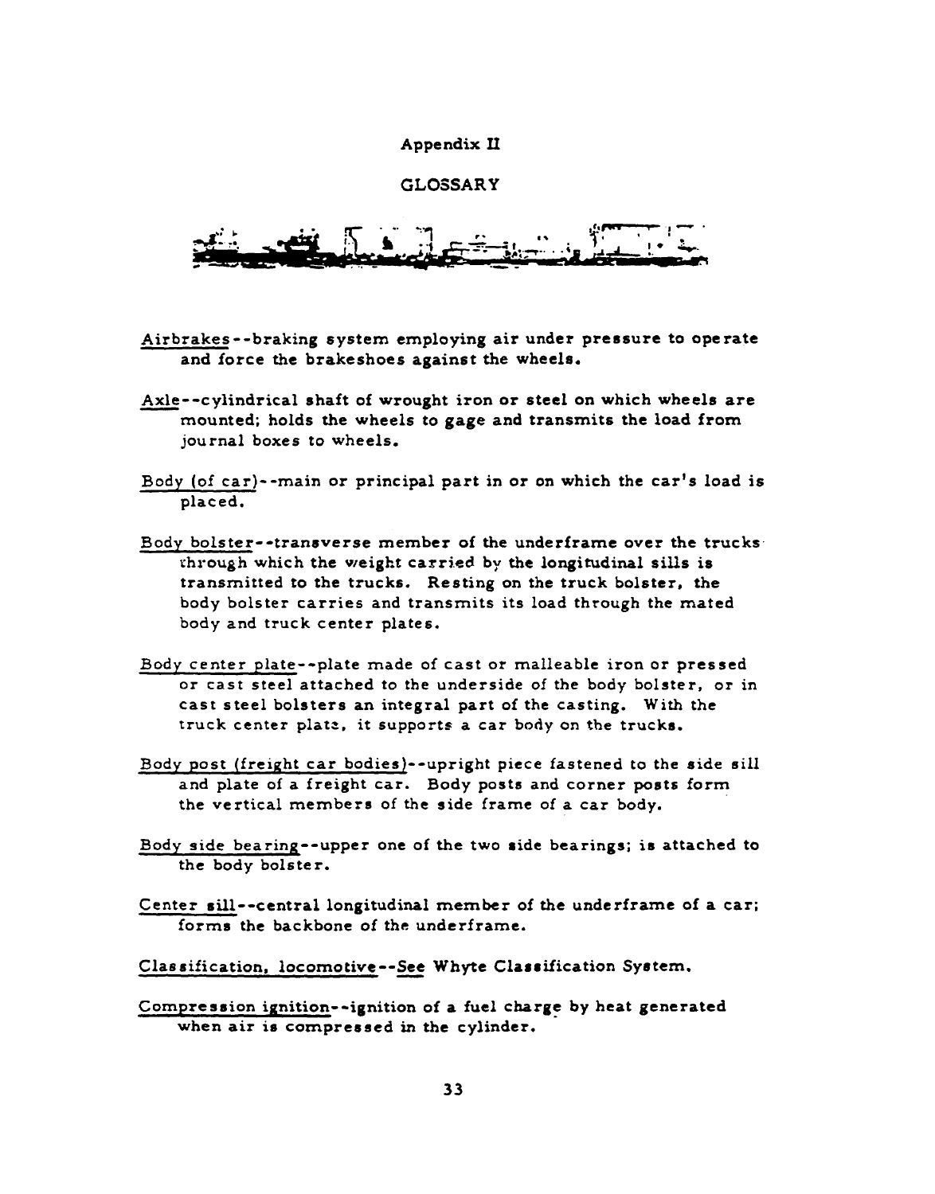# Appendix II

## GLOSSARY

Airbrakes--braking system employing air under pressure to operate and force the brakeshoes against the wheels.

Axle--cylindrical shaft of wrought iron or steel on which wheels are mounted; holds the wheels to gage and transmits the load from journal boxes to wheels.

Body (of car)--main or principal part in or on which the car's load is placed.

Body bolster--transverse member of the underframe over the trucks through which the weight carried by the longitudinal sills is transmitted to the trucks. Resting on the truck bolster, the body bolster carries and transmits its load through the mated body and truck center plates.

Body center plate--plate made of cast or malleable iron or pressed or cast steel attached to the underside of the body bolster, or in cast steel bolsters an integral part of the casting. With the truck center plate, it supports a car body on the trucks.

Body post (freight car bodies)--upright piece fastened to the side sill and plate of a freight car. Body posts and corner posts form the vertical members of the side frame of a car body.

Body side bearing--upper one of the two side bearings; is attached to the body bolster.

Center sill--central longitudinal member of the underframe of a car; forms the backbone of the underframe.

Classification, locomotive--See Whyte Classification System.

Compression ignition--ignition of a fuel charge by heat generated when air is compressed in the cylinder.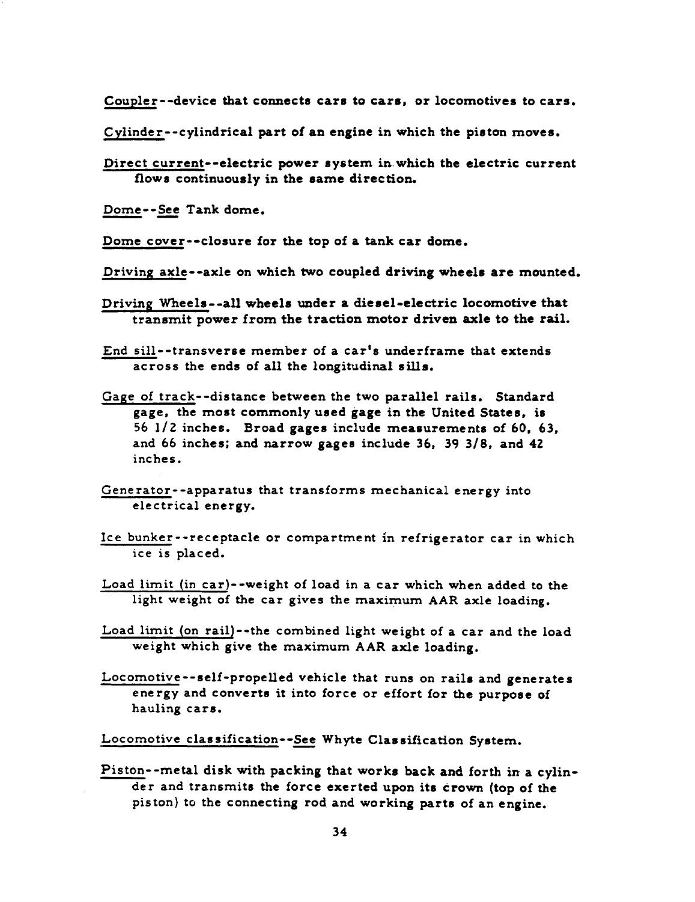Coupler--device that connects cars to cars, or locomotives to cars.

Cylinder--cylindrical part of an engine in which the piston moves.

Direct current--electric power system in which the electric current flows continuously in the same direction.

Dome--See Tank dome.

Dome cover--closure for the top of a tank car dome.

Driving axle--axle on which two coupled driving wheels are mounted.

Driving Wheels--all wheels under a diesel-electric locomotive that transmit power from the traction motor driven axle to the rail.

End sill--transverse member of a car's underframe that extends across the ends of all the longitudinal sills.

Gage of track--distance between the two parallel rails. Standard gage, the most commonly used gage in the United States, is 56 1/2 inches. Broad gages include measurements of 60, 63, and 66 inches; and narrow gages include 36, 39 3/8, and 42 inches.

Generator--apparatus that transforms mechanical energy into electrical energy.

Ice bunker--receptacle or compartment in refrigerator car in which ice is placed.

Load limit (in car)--weight of load in a car which when added to the light weight of the car gives the maximum AAR axle loading.

Load limit (on rail)--the combined light weight of a car and the load weight which give the maximum AAR axle loading.

Locomotive--self-propelled vehicle that runs on rails and generates energy and converts it into force or effort for the purpose of hauling cars.

Locomotive classification--See Whyte Classification System.

Piston--metal disk with packing that works back and forth in a cylinder and transmits the force exerted upon its crown (top of the piston) to the connecting rod and working parts of an engine.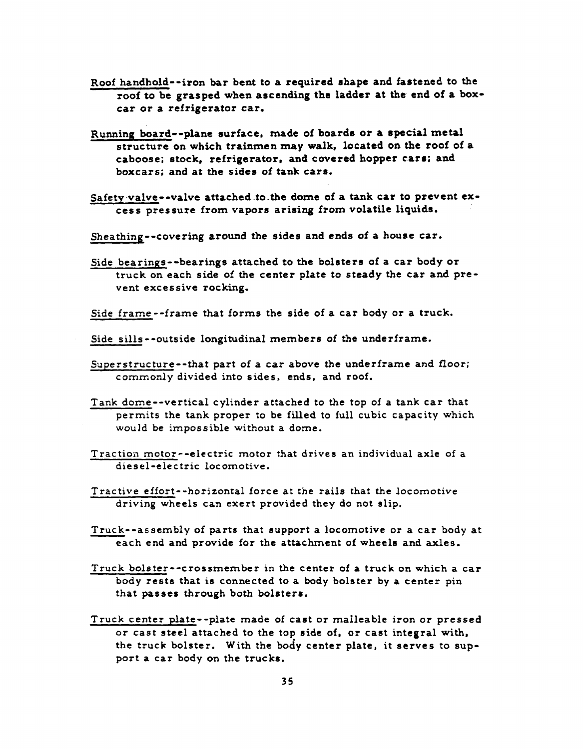Roof handhold--iron bar bent to a required shape and fastened to the roof to be grasped when ascending the ladder at the end of a boxcar or a refrigerator car.

Running board--plane surface, made of boards or a special metal structure on which trainmen may walk, located on the roof of a caboose; stock, refrigerator, and covered hopper cars; and boxcars; and at the sides of tank cars.

Safety valve--valve attached to the dome of a tank car to prevent excess pressure from vapors arising from volatile liquids.

Sheathing--covering around the sides and ends of a house car.

Side bearings--bearings attached to the bolsters of a car body or truck on each side of the center plate to steady the car and prevent excessive rocking.

Side frame--frame that forms the side of a car body or a truck.

Side sills--outside longitudinal members of the underframe.

Superstructure--that part of a car above the underframe and floor; commonly divided into sides, ends, and roof.

Tank dome--vertical cylinder attached to the top of a tank car that permits the tank proper to be filled to full cubic capacity which would be impossible without a dome.

Traction motor--electric motor that drives an individual axle of a diesel-electric locomotive.

Tractive effort--horizontal force at the rails that the locomotive driving wheels can exert provided they do not slip.

Truck--assembly of parts that support a locomotive or a car body at each end and provide for the attachment of wheels and axles.

Truck bolster--crossmember in the center of a truck on which a car body rests that is connected to a body bolster by a center pin that passes through both bolsters.

Truck center plate--plate made of cast or malleable iron or pressed or cast steel attached to the top side of, or cast integral with, the truck bolster. With the body center plate, it serves to support a car body on the trucks.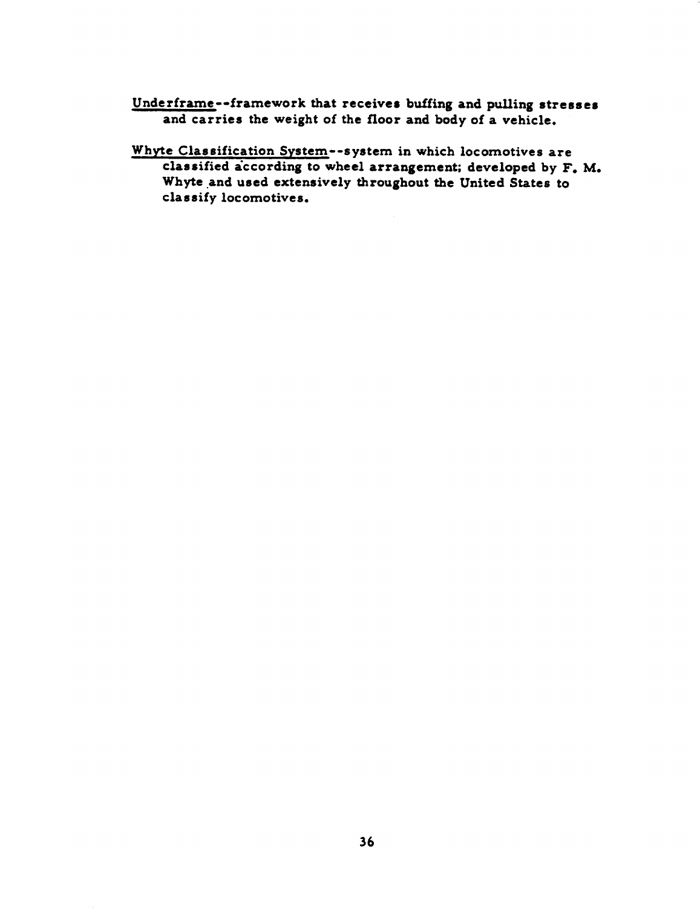<u>Underframe</u>--framework that receives buffing and pulling stresses and carries the weight of the floor and body of a vehicle.

<u>Whyte Classification System</u>--system in which locomotives are classified according to wheel arrangement; developed by F. M. Whyte and used extensively throughout the United States to classify locomotives.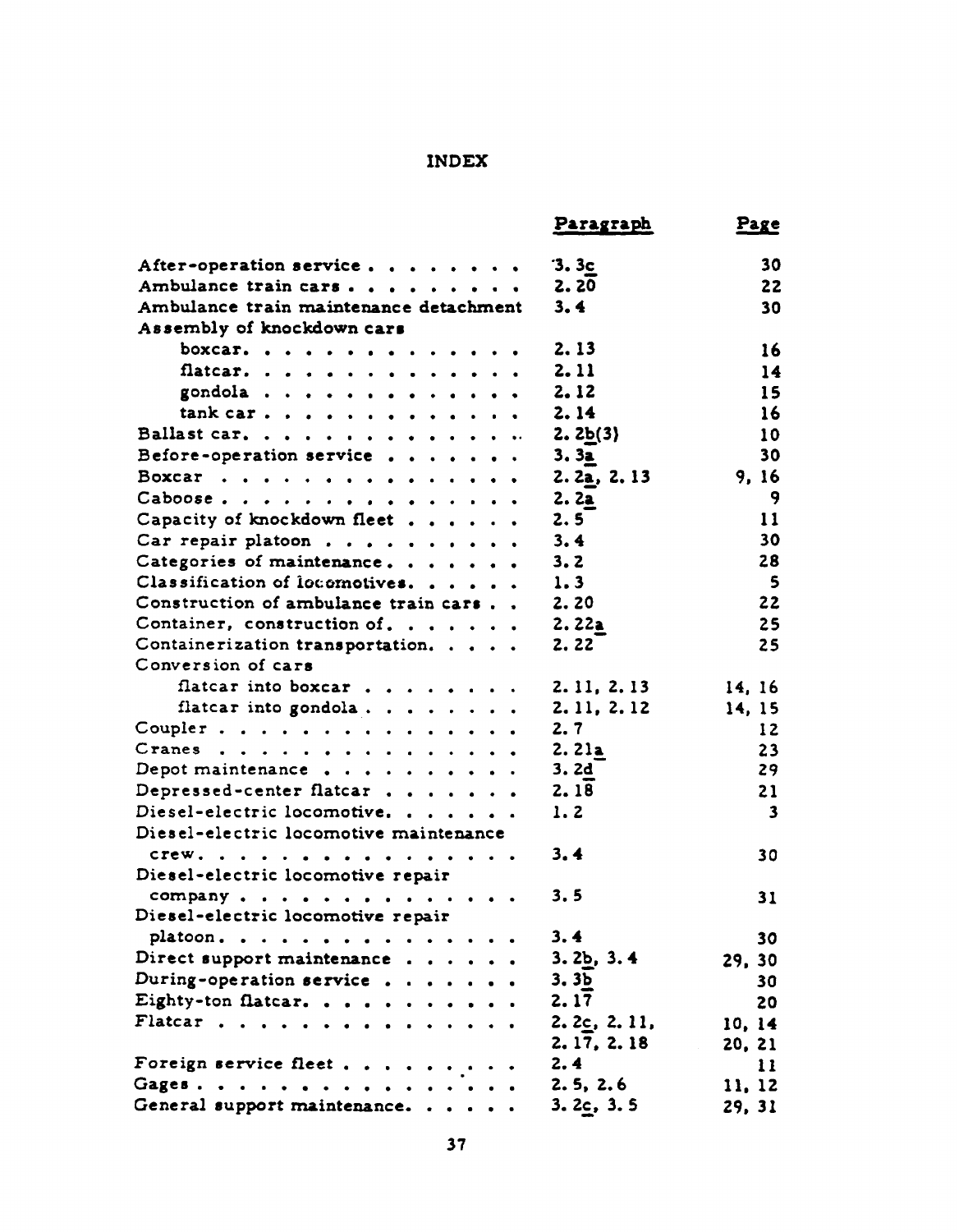# INDEX

| | Paragraph | Page |
|---|---|---|
| After-operation service | 3.3c | 30 |
| Ambulance train cars | 2.20 | 22 |
| Ambulance train maintenance detachment | 3.4 | 30 |
| Assembly of knockdown cars | | |
| boxcar | 2.13 | 16 |
| flatcar | 2.11 | 14 |
| gondola | 2.12 | 15 |
| tank car | 2.14 | 16 |
| Ballast car | 2.2b(3) | 10 |
| Before-operation service | 3.3a | 30 |
| Boxcar | 2.2a, 2.13 | 9, 16 |
| Caboose | 2.2a | 9 |
| Capacity of knockdown fleet | 2.5 | 11 |
| Car repair platoon | 3.4 | 30 |
| Categories of maintenance | 3.2 | 28 |
| Classification of locomotives | 1.3 | 5 |
| Construction of ambulance train cars | 2.20 | 22 |
| Container, construction of | 2.22a | 25 |
| Containerization transportation | 2.22 | 25 |
| Conversion of cars | | |
| flatcar into boxcar | 2.11, 2.13 | 14, 16 |
| flatcar into gondola | 2.11, 2.12 | 14, 15 |
| Coupler | 2.7 | 12 |
| Cranes | 2.21a | 23 |
| Depot maintenance | 3.2d | 29 |
| Depressed-center flatcar | 2.18 | 21 |
| Diesel-electric locomotive | 1.2 | 3 |
| Diesel-electric locomotive maintenance crew | 3.4 | 30 |
| Diesel-electric locomotive repair company | 3.5 | 31 |
| Diesel-electric locomotive repair platoon | 3.4 | 30 |
| Direct support maintenance | 3.2b, 3.4 | 29, 30 |
| During-operation service | 3.3b | 30 |
| Eighty-ton flatcar | 2.17 | 20 |
| Flatcar | 2.2c, 2.11, 2.17, 2.18 | 10, 14, 20, 21 |
| Foreign service fleet | 2.4 | 11 |
| Gages | 2.5, 2.6 | 11, 12 |
| General support maintenance | 3.2c, 3.5 | 29, 31 |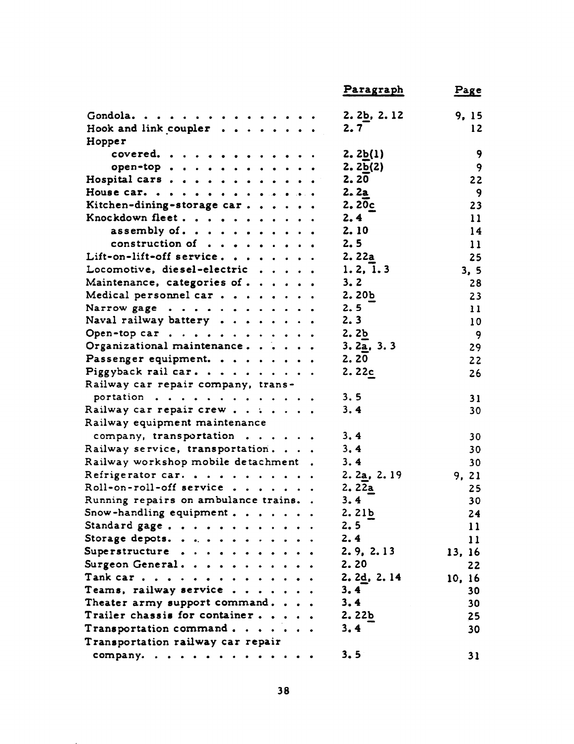| | Paragraph | Page |
|---|---|---|
| Gondola | 2.2b, 2.12 | 9, 15 |
| Hook and link coupler | 2.7 | 12 |
| Hopper | | |
| covered | 2.2b(1) | 9 |
| open-top | 2.2b(2) | 9 |
| Hospital cars | 2.20 | 22 |
| House car | 2.2a | 9 |
| Kitchen-dining-storage car | 2.20c | 23 |
| Knockdown fleet | 2.4 | 11 |
| assembly of | 2.10 | 14 |
| construction of | 2.5 | 11 |
| Lift-on-lift-off service | 2.22a | 25 |
| Locomotive, diesel-electric | 1.2, 1.3 | 3, 5 |
| Maintenance, categories of | 3.2 | 28 |
| Medical personnel car | 2.20b | 23 |
| Narrow gage | 2.5 | 11 |
| Naval railway battery | 2.3 | 10 |
| Open-top car | 2.2b | 9 |
| Organizational maintenance | 3.2a, 3.3 | 29 |
| Passenger equipment | 2.20 | 22 |
| Piggyback rail car | 2.22c | 26 |
| Railway car repair company, transportation | 3.5 | 31 |
| Railway car repair crew | 3.4 | 30 |
| Railway equipment maintenance company, transportation | 3.4 | 30 |
| Railway service, transportation | 3.4 | 30 |
| Railway workshop mobile detachment | 3.4 | 30 |
| Refrigerator car | 2.2a, 2.19 | 9, 21 |
| Roll-on-roll-off service | 2.22a | 25 |
| Running repairs on ambulance trains | 3.4 | 30 |
| Snow-handling equipment | 2.21b | 24 |
| Standard gage | 2.5 | 11 |
| Storage depots | 2.4 | 11 |
| Superstructure | 2.9, 2.13 | 13, 16 |
| Surgeon General | 2.20 | 22 |
| Tank car | 2.2d, 2.14 | 10, 16 |
| Teams, railway service | 3.4 | 30 |
| Theater army support command | 3.4 | 30 |
| Trailer chassis for container | 2.22b | 25 |
| Transportation command | 3.4 | 30 |
| Transportation railway car repair company | 3.5 | 31 |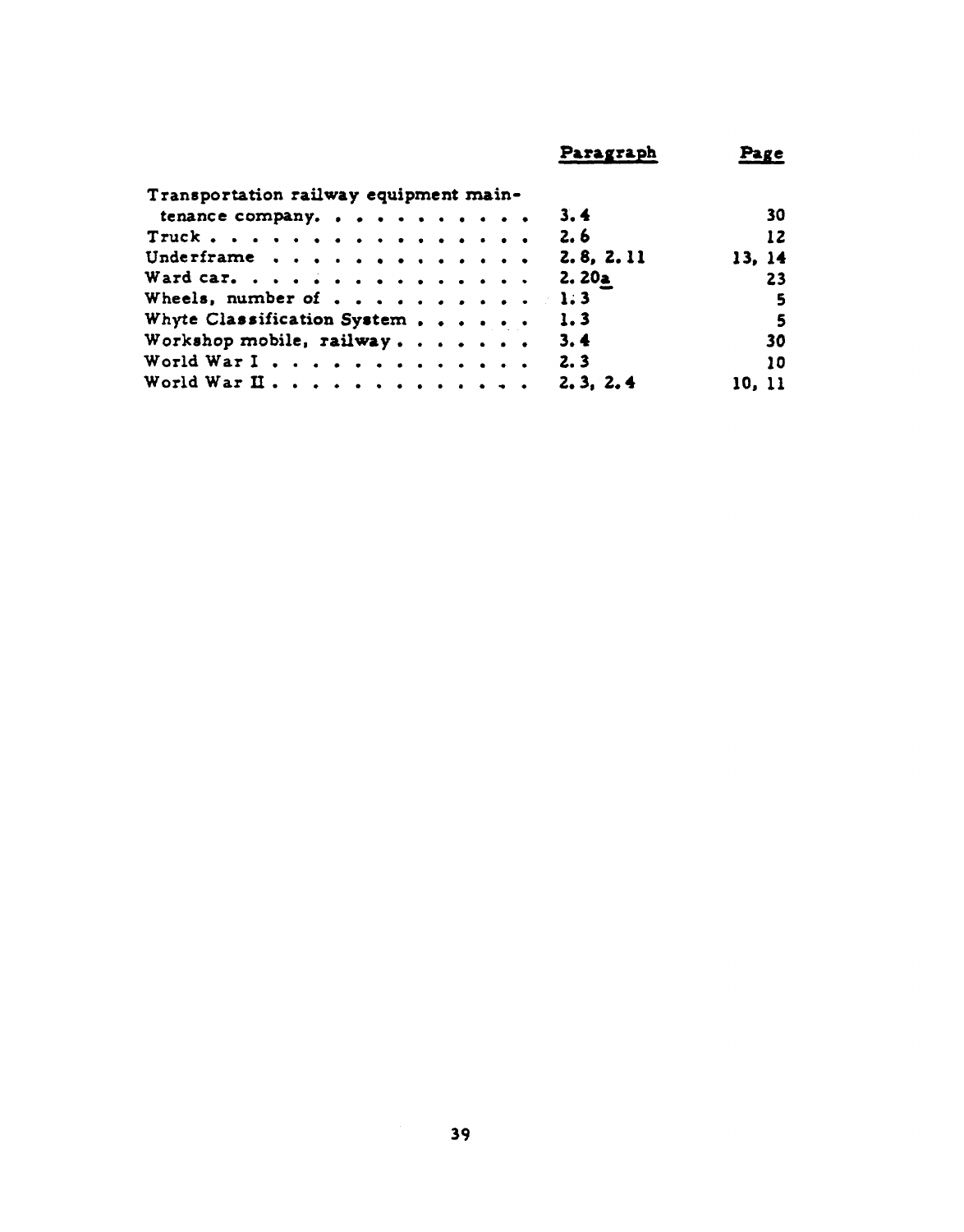| | Paragraph | Page |
|---|---|---|
| Transportation railway equipment maintenance company. . . . . . . . . . . | 3.4 | 30 |
| Truck . . . . . . . . . . . . . . . . . | 2.6 | 12 |
| Underframe . . . . . . . . . . . . . | 2.8, 2.11 | 13, 14 |
| Ward car. . . . . . . . . . . . . . . | 2.20a | 23 |
| Wheels, number of . . . . . . . . . . | 1.3 | 5 |
| Whyte Classification System . . . . . . | 1.3 | 5 |
| Workshop mobile, railway . . . . . . . . | 3.4 | 30 |
| World War I . . . . . . . . . . . . . . | 2.3 | 10 |
| World War II . . . . . . . . . . . . . . | 2.3, 2.4 | 10, 11 |